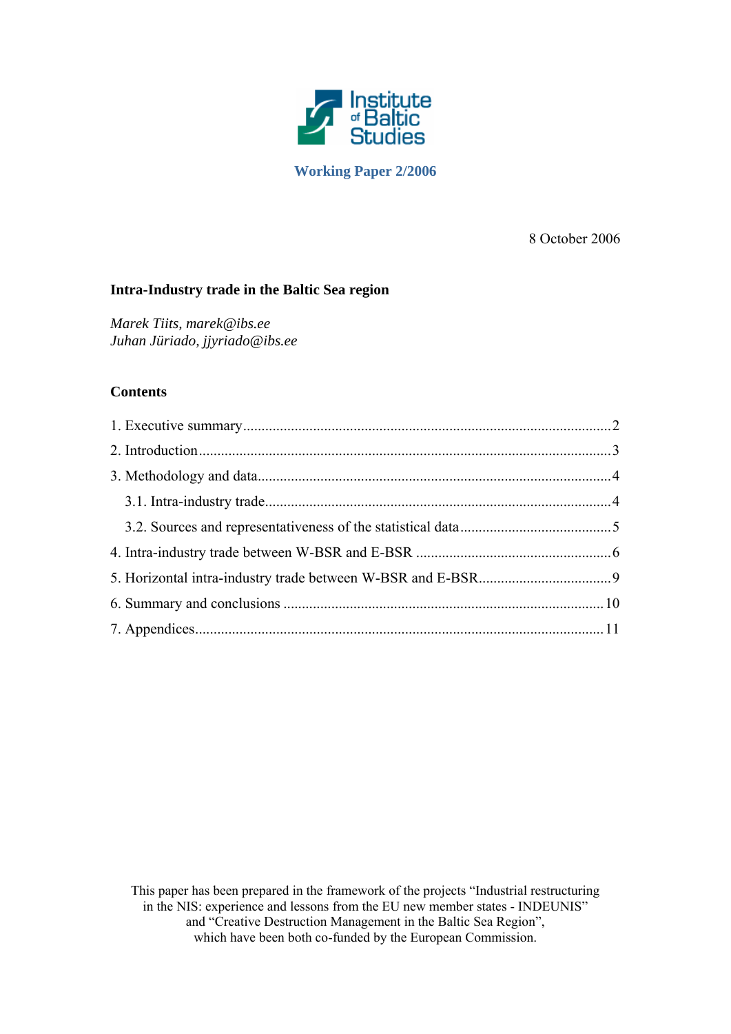Institute of Baltic Studies

**Working Paper 2/2006**

8 October 2006

# Intra-Industry trade in the Baltic Sea region

*Marek Tiits, marek@ibs.ee*
*Juhan Jüriado, jjyriado@ibs.ee*

## Contents

1. Executive summary ... 2
2. Introduction ... 3
3. Methodology and data ... 4
   - 3.1. Intra-industry trade ... 4
   - 3.2. Sources and representativeness of the statistical data ... 5
4. Intra-industry trade between W-BSR and E-BSR ... 6
5. Horizontal intra-industry trade between W-BSR and E-BSR ... 9
6. Summary and conclusions ... 10
7. Appendices ... 11

This paper has been prepared in the framework of the projects "Industrial restructuring in the NIS: experience and lessons from the EU new member states - INDEUNIS" and "Creative Destruction Management in the Baltic Sea Region", which have been both co-funded by the European Commission.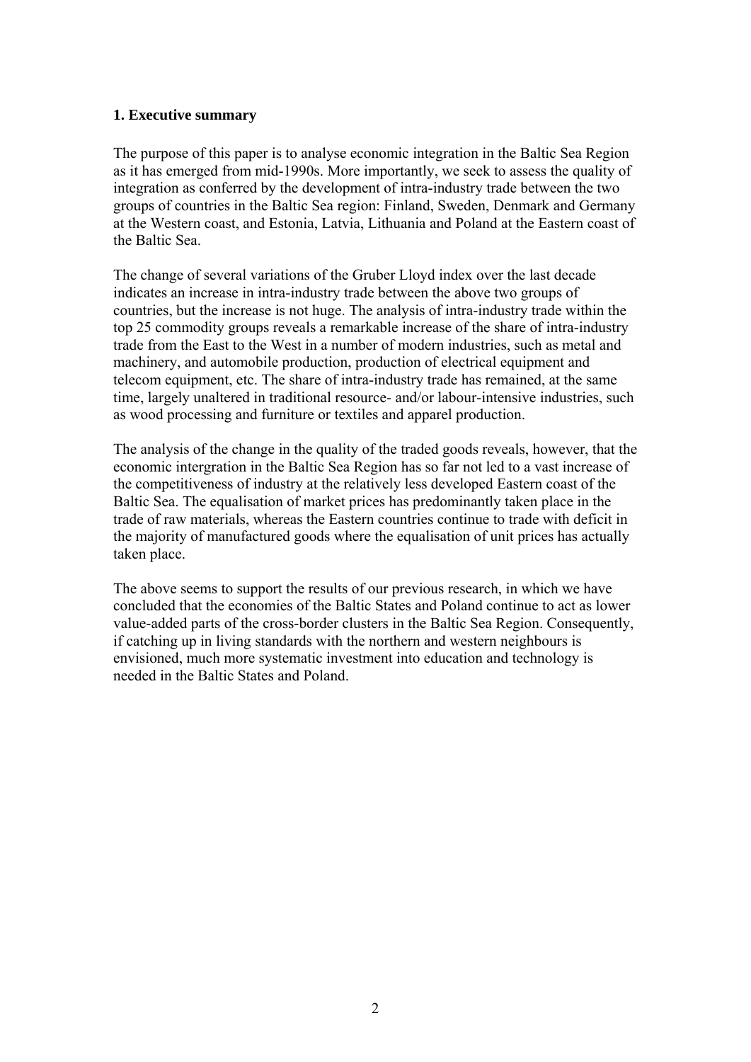## 1. Executive summary

The purpose of this paper is to analyse economic integration in the Baltic Sea Region as it has emerged from mid-1990s. More importantly, we seek to assess the quality of integration as conferred by the development of intra-industry trade between the two groups of countries in the Baltic Sea region: Finland, Sweden, Denmark and Germany at the Western coast, and Estonia, Latvia, Lithuania and Poland at the Eastern coast of the Baltic Sea.

The change of several variations of the Gruber Lloyd index over the last decade indicates an increase in intra-industry trade between the above two groups of countries, but the increase is not huge. The analysis of intra-industry trade within the top 25 commodity groups reveals a remarkable increase of the share of intra-industry trade from the East to the West in a number of modern industries, such as metal and machinery, and automobile production, production of electrical equipment and telecom equipment, etc. The share of intra-industry trade has remained, at the same time, largely unaltered in traditional resource- and/or labour-intensive industries, such as wood processing and furniture or textiles and apparel production.

The analysis of the change in the quality of the traded goods reveals, however, that the economic intergration in the Baltic Sea Region has so far not led to a vast increase of the competitiveness of industry at the relatively less developed Eastern coast of the Baltic Sea. The equalisation of market prices has predominantly taken place in the trade of raw materials, whereas the Eastern countries continue to trade with deficit in the majority of manufactured goods where the equalisation of unit prices has actually taken place.

The above seems to support the results of our previous research, in which we have concluded that the economies of the Baltic States and Poland continue to act as lower value-added parts of the cross-border clusters in the Baltic Sea Region. Consequently, if catching up in living standards with the northern and western neighbours is envisioned, much more systematic investment into education and technology is needed in the Baltic States and Poland.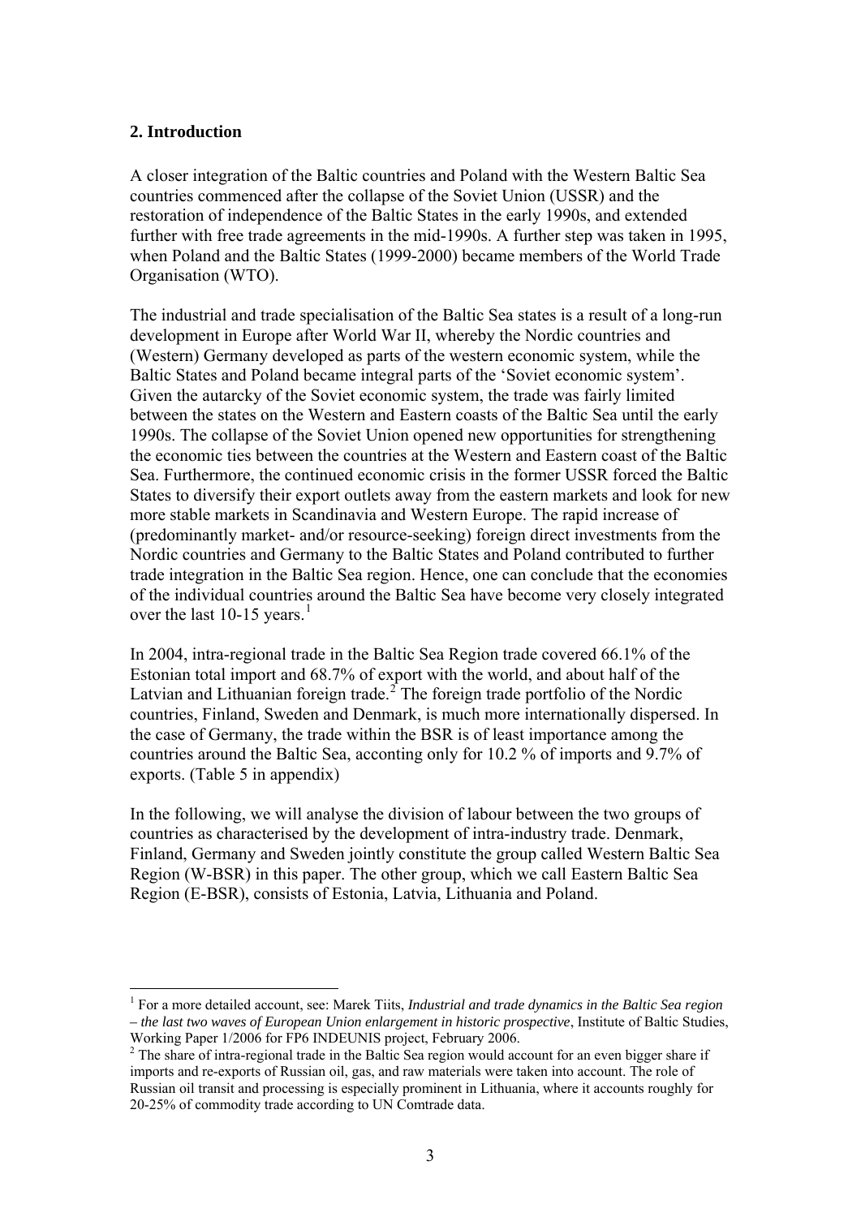## 2. Introduction

A closer integration of the Baltic countries and Poland with the Western Baltic Sea countries commenced after the collapse of the Soviet Union (USSR) and the restoration of independence of the Baltic States in the early 1990s, and extended further with free trade agreements in the mid-1990s. A further step was taken in 1995, when Poland and the Baltic States (1999-2000) became members of the World Trade Organisation (WTO).

The industrial and trade specialisation of the Baltic Sea states is a result of a long-run development in Europe after World War II, whereby the Nordic countries and (Western) Germany developed as parts of the western economic system, while the Baltic States and Poland became integral parts of the 'Soviet economic system'. Given the autarcky of the Soviet economic system, the trade was fairly limited between the states on the Western and Eastern coasts of the Baltic Sea until the early 1990s. The collapse of the Soviet Union opened new opportunities for strengthening the economic ties between the countries at the Western and Eastern coast of the Baltic Sea. Furthermore, the continued economic crisis in the former USSR forced the Baltic States to diversify their export outlets away from the eastern markets and look for new more stable markets in Scandinavia and Western Europe. The rapid increase of (predominantly market- and/or resource-seeking) foreign direct investments from the Nordic countries and Germany to the Baltic States and Poland contributed to further trade integration in the Baltic Sea region. Hence, one can conclude that the economies of the individual countries around the Baltic Sea have become very closely integrated over the last 10-15 years.[1]

In 2004, intra-regional trade in the Baltic Sea Region trade covered 66.1% of the Estonian total import and 68.7% of export with the world, and about half of the Latvian and Lithuanian foreign trade.[2] The foreign trade portfolio of the Nordic countries, Finland, Sweden and Denmark, is much more internationally dispersed. In the case of Germany, the trade within the BSR is of least importance among the countries around the Baltic Sea, acconting only for 10.2 % of imports and 9.7% of exports. (Table 5 in appendix)

In the following, we will analyse the division of labour between the two groups of countries as characterised by the development of intra-industry trade. Denmark, Finland, Germany and Sweden jointly constitute the group called Western Baltic Sea Region (W-BSR) in this paper. The other group, which we call Eastern Baltic Sea Region (E-BSR), consists of Estonia, Latvia, Lithuania and Poland.

---

[1] For a more detailed account, see: Marek Tiits, *Industrial and trade dynamics in the Baltic Sea region – the last two waves of European Union enlargement in historic prospective*, Institute of Baltic Studies, Working Paper 1/2006 for FP6 INDEUNIS project, February 2006.

[2] The share of intra-regional trade in the Baltic Sea region would account for an even bigger share if imports and re-exports of Russian oil, gas, and raw materials were taken into account. The role of Russian oil transit and processing is especially prominent in Lithuania, where it accounts roughly for 20-25% of commodity trade according to UN Comtrade data.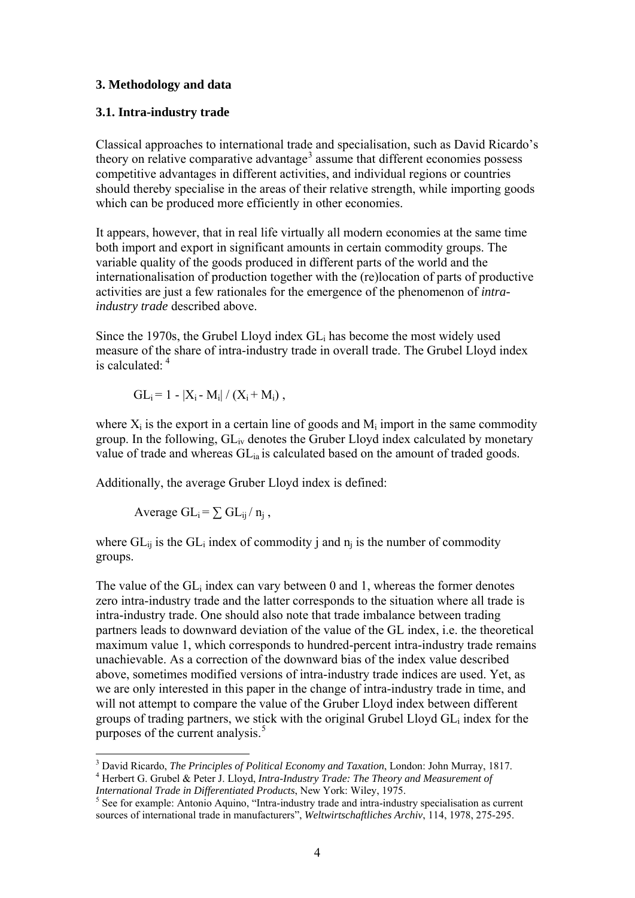### 3. Methodology and data

### 3.1. Intra-industry trade

Classical approaches to international trade and specialisation, such as David Ricardo's theory on relative comparative advantage[3] assume that different economies possess competitive advantages in different activities, and individual regions or countries should thereby specialise in the areas of their relative strength, while importing goods which can be produced more efficiently in other economies.

It appears, however, that in real life virtually all modern economies at the same time both import and export in significant amounts in certain commodity groups. The variable quality of the goods produced in different parts of the world and the internationalisation of production together with the (re)location of parts of productive activities are just a few rationales for the emergence of the phenomenon of *intra-industry trade* described above.

Since the 1970s, the Grubel Lloyd index $GL_i$ has become the most widely used measure of the share of intra-industry trade in overall trade. The Grubel Lloyd index is calculated: [4]

$$GL_i = 1 - |X_i - M_i| / (X_i + M_i) ,$$

where $X_i$ is the export in a certain line of goods and $M_i$ import in the same commodity group. In the following, $GL_{iv}$ denotes the Gruber Lloyd index calculated by monetary value of trade and whereas $GL_{ia}$ is calculated based on the amount of traded goods.

Additionally, the average Gruber Lloyd index is defined:

$$\text{Average } GL_i = \sum GL_{ij} / n_j ,$$

where $GL_{ij}$ is the $GL_i$ index of commodity j and $n_j$ is the number of commodity groups.

The value of the $GL_i$ index can vary between 0 and 1, whereas the former denotes zero intra-industry trade and the latter corresponds to the situation where all trade is intra-industry trade. One should also note that trade imbalance between trading partners leads to downward deviation of the value of the GL index, i.e. the theoretical maximum value 1, which corresponds to hundred-percent intra-industry trade remains unachievable. As a correction of the downward bias of the index value described above, sometimes modified versions of intra-industry trade indices are used. Yet, as we are only interested in this paper in the change of intra-industry trade in time, and will not attempt to compare the value of the Gruber Lloyd index between different groups of trading partners, we stick with the original Grubel Lloyd $GL_i$ index for the purposes of the current analysis.[5]

---

[3] David Ricardo, *The Principles of Political Economy and Taxation*, London: John Murray, 1817.

[4] Herbert G. Grubel & Peter J. Lloyd, *Intra-Industry Trade: The Theory and Measurement of International Trade in Differentiated Products*, New York: Wiley, 1975.

[5] See for example: Antonio Aquino, "Intra-industry trade and intra-industry specialisation as current sources of international trade in manufacturers", *Weltwirtschaftliches Archiv*, 114, 1978, 275-295.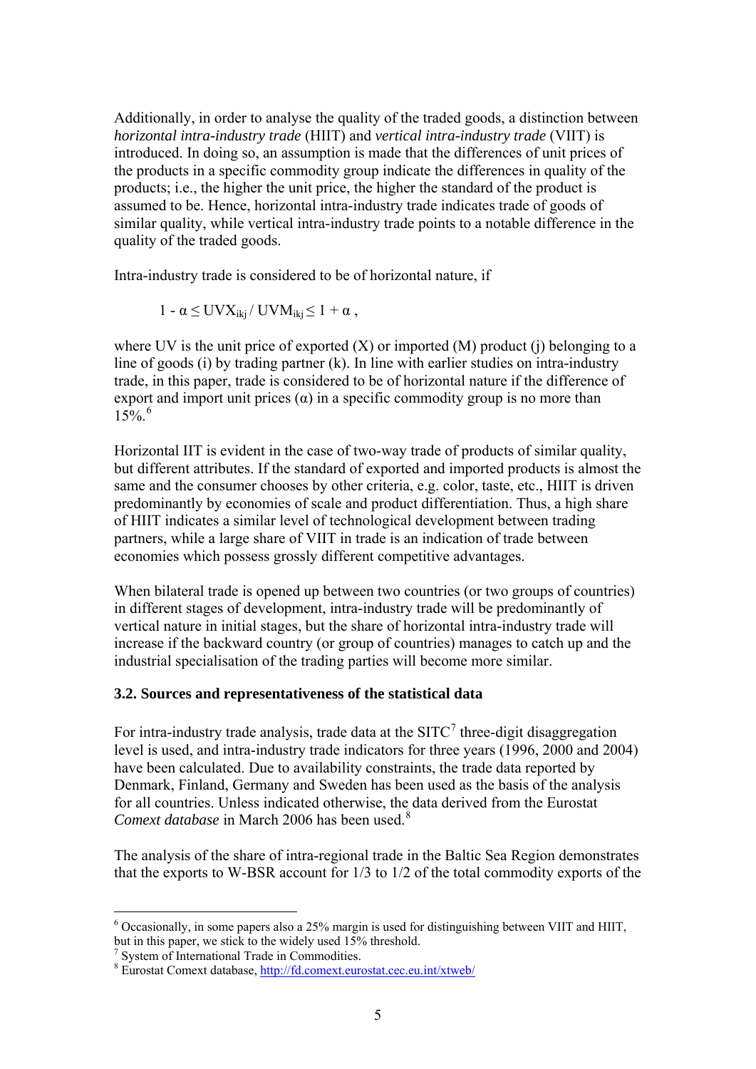Additionally, in order to analyse the quality of the traded goods, a distinction between *horizontal intra-industry trade* (HIIT) and *vertical intra-industry trade* (VIIT) is introduced. In doing so, an assumption is made that the differences of unit prices of the products in a specific commodity group indicate the differences in quality of the products; i.e., the higher the unit price, the higher the standard of the product is assumed to be. Hence, horizontal intra-industry trade indicates trade of goods of similar quality, while vertical intra-industry trade points to a notable difference in the quality of the traded goods.

Intra-industry trade is considered to be of horizontal nature, if

$$1 - \alpha \leq UVX_{ikj} / UVM_{ikj} \leq 1 + \alpha ,$$

where UV is the unit price of exported (X) or imported (M) product (j) belonging to a line of goods (i) by trading partner (k). In line with earlier studies on intra-industry trade, in this paper, trade is considered to be of horizontal nature if the difference of export and import unit prices ($\alpha$) in a specific commodity group is no more than 15%.[6]

Horizontal IIT is evident in the case of two-way trade of products of similar quality, but different attributes. If the standard of exported and imported products is almost the same and the consumer chooses by other criteria, e.g. color, taste, etc., HIIT is driven predominantly by economies of scale and product differentiation. Thus, a high share of HIIT indicates a similar level of technological development between trading partners, while a large share of VIIT in trade is an indication of trade between economies which possess grossly different competitive advantages.

When bilateral trade is opened up between two countries (or two groups of countries) in different stages of development, intra-industry trade will be predominantly of vertical nature in initial stages, but the share of horizontal intra-industry trade will increase if the backward country (or group of countries) manages to catch up and the industrial specialisation of the trading parties will become more similar.

### 3.2. Sources and representativeness of the statistical data

For intra-industry trade analysis, trade data at the SITC[7] three-digit disaggregation level is used, and intra-industry trade indicators for three years (1996, 2000 and 2004) have been calculated. Due to availability constraints, the trade data reported by Denmark, Finland, Germany and Sweden has been used as the basis of the analysis for all countries. Unless indicated otherwise, the data derived from the Eurostat *Comext database* in March 2006 has been used.[8]

The analysis of the share of intra-regional trade in the Baltic Sea Region demonstrates that the exports to W-BSR account for 1/3 to 1/2 of the total commodity exports of the

---

[6] Occasionally, in some papers also a 25% margin is used for distinguishing between VIIT and HIIT, but in this paper, we stick to the widely used 15% threshold.

[7] System of International Trade in Commodities.

[8] Eurostat Comext database, http://fd.comext.eurostat.cec.eu.int/xtweb/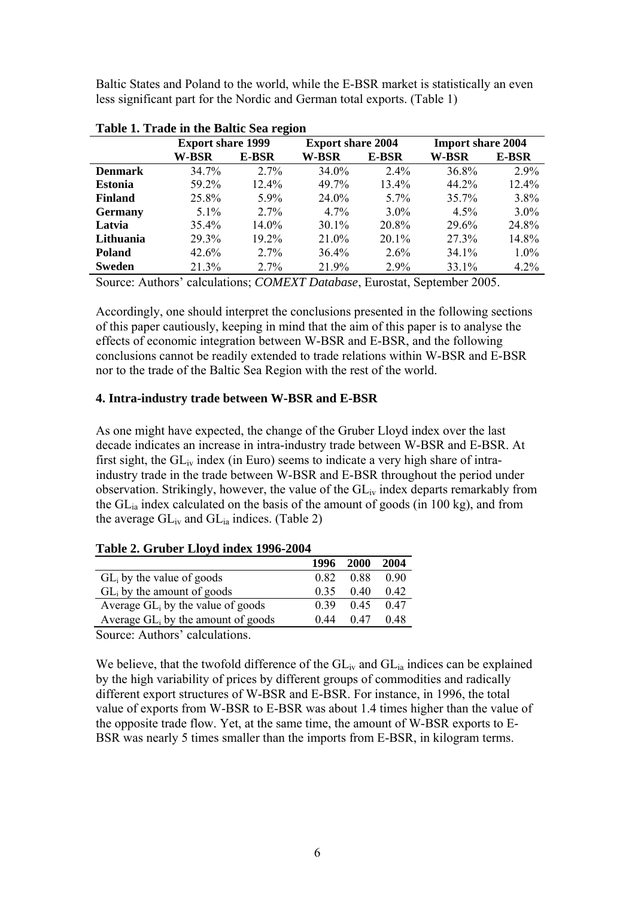Baltic States and Poland to the world, while the E-BSR market is statistically an even less significant part for the Nordic and German total exports. (Table 1)

**Table 1. Trade in the Baltic Sea region**

| | Export share 1999 | | Export share 2004 | | Import share 2004 | |
|---|---|---|---|---|---|---|
| | **W-BSR** | **E-BSR** | **W-BSR** | **E-BSR** | **W-BSR** | **E-BSR** |
| **Denmark** | 34.7% | 2.7% | 34.0% | 2.4% | 36.8% | 2.9% |
| **Estonia** | 59.2% | 12.4% | 49.7% | 13.4% | 44.2% | 12.4% |
| **Finland** | 25.8% | 5.9% | 24.0% | 5.7% | 35.7% | 3.8% |
| **Germany** | 5.1% | 2.7% | 4.7% | 3.0% | 4.5% | 3.0% |
| **Latvia** | 35.4% | 14.0% | 30.1% | 20.8% | 29.6% | 24.8% |
| **Lithuania** | 29.3% | 19.2% | 21.0% | 20.1% | 27.3% | 14.8% |
| **Poland** | 42.6% | 2.7% | 36.4% | 2.6% | 34.1% | 1.0% |
| **Sweden** | 21.3% | 2.7% | 21.9% | 2.9% | 33.1% | 4.2% |

Source: Authors' calculations; *COMEXT Database*, Eurostat, September 2005.

Accordingly, one should interpret the conclusions presented in the following sections of this paper cautiously, keeping in mind that the aim of this paper is to analyse the effects of economic integration between W-BSR and E-BSR, and the following conclusions cannot be readily extended to trade relations within W-BSR and E-BSR nor to the trade of the Baltic Sea Region with the rest of the world.

## 4. Intra-industry trade between W-BSR and E-BSR

As one might have expected, the change of the Gruber Lloyd index over the last decade indicates an increase in intra-industry trade between W-BSR and E-BSR. At first sight, the $GL_{iv}$ index (in Euro) seems to indicate a very high share of intra-industry trade in the trade between W-BSR and E-BSR throughout the period under observation. Strikingly, however, the value of the $GL_{iv}$ index departs remarkably from the $GL_{ia}$ index calculated on the basis of the amount of goods (in 100 kg), and from the average $GL_{iv}$ and $GL_{ia}$ indices. (Table 2)

**Table 2. Gruber Lloyd index 1996-2004**

| | 1996 | 2000 | 2004 |
|---|---|---|---|
| $GL_i$ by the value of goods | 0.82 | 0.88 | 0.90 |
| $GL_i$ by the amount of goods | 0.35 | 0.40 | 0.42 |
| Average $GL_i$ by the value of goods | 0.39 | 0.45 | 0.47 |
| Average $GL_i$ by the amount of goods | 0.44 | 0.47 | 0.48 |

Source: Authors' calculations.

We believe, that the twofold difference of the $GL_{iv}$ and $GL_{ia}$ indices can be explained by the high variability of prices by different groups of commodities and radically different export structures of W-BSR and E-BSR. For instance, in 1996, the total value of exports from W-BSR to E-BSR was about 1.4 times higher than the value of the opposite trade flow. Yet, at the same time, the amount of W-BSR exports to E-BSR was nearly 5 times smaller than the imports from E-BSR, in kilogram terms.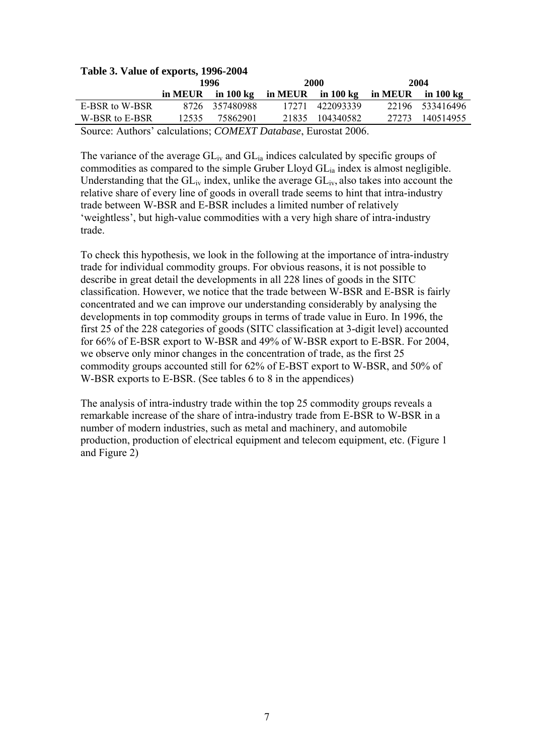**Table 3. Value of exports, 1996-2004**

| | 1996 | | 2000 | | 2004 | |
|---|---|---|---|---|---|---|
| | **in MEUR** | **in 100 kg** | **in MEUR** | **in 100 kg** | **in MEUR** | **in 100 kg** |
| E-BSR to W-BSR | 8726 | 357480988 | 17271 | 422093339 | 22196 | 533416496 |
| W-BSR to E-BSR | 12535 | 75862901 | 21835 | 104340582 | 27273 | 140514955 |

Source: Authors' calculations; *COMEXT Database*, Eurostat 2006.

The variance of the average $GL_{iv}$ and $GL_{ia}$ indices calculated by specific groups of commodities as compared to the simple Gruber Lloyd $GL_{ia}$ index is almost negligible. Understanding that the $GL_{iv}$ index, unlike the average $GL_{iv}$, also takes into account the relative share of every line of goods in overall trade seems to hint that intra-industry trade between W-BSR and E-BSR includes a limited number of relatively 'weightless', but high-value commodities with a very high share of intra-industry trade.

To check this hypothesis, we look in the following at the importance of intra-industry trade for individual commodity groups. For obvious reasons, it is not possible to describe in great detail the developments in all 228 lines of goods in the SITC classification. However, we notice that the trade between W-BSR and E-BSR is fairly concentrated and we can improve our understanding considerably by analysing the developments in top commodity groups in terms of trade value in Euro. In 1996, the first 25 of the 228 categories of goods (SITC classification at 3-digit level) accounted for 66% of E-BSR export to W-BSR and 49% of W-BSR export to E-BSR. For 2004, we observe only minor changes in the concentration of trade, as the first 25 commodity groups accounted still for 62% of E-BST export to W-BSR, and 50% of W-BSR exports to E-BSR. (See tables 6 to 8 in the appendices)

The analysis of intra-industry trade within the top 25 commodity groups reveals a remarkable increase of the share of intra-industry trade from E-BSR to W-BSR in a number of modern industries, such as metal and machinery, and automobile production, production of electrical equipment and telecom equipment, etc. (Figure 1 and Figure 2)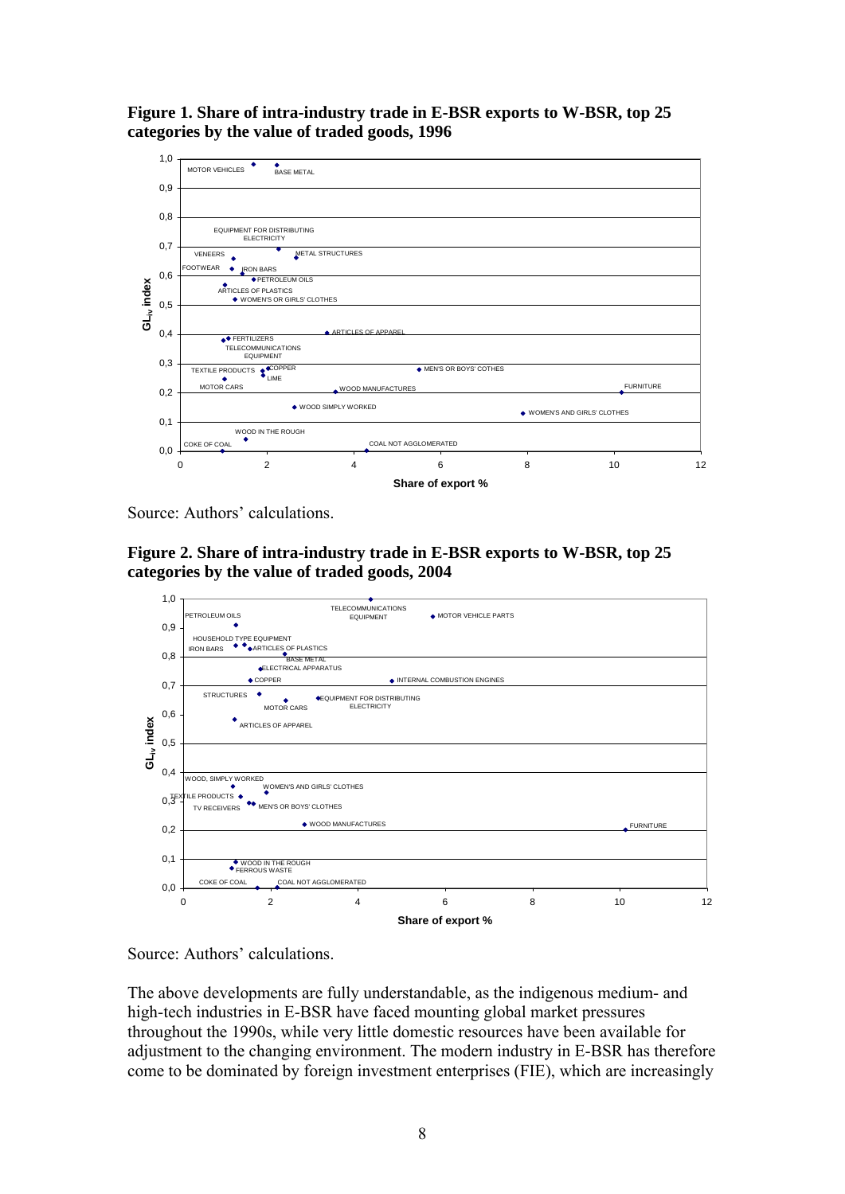**Figure 1. Share of intra-industry trade in E-BSR exports to W-BSR, top 25 categories by the value of traded goods, 1996**

Source: Authors' calculations.

**Figure 2. Share of intra-industry trade in E-BSR exports to W-BSR, top 25 categories by the value of traded goods, 2004**

Source: Authors' calculations.

The above developments are fully understandable, as the indigenous medium- and high-tech industries in E-BSR have faced mounting global market pressures throughout the 1990s, while very little domestic resources have been available for adjustment to the changing environment. The modern industry in E-BSR has therefore come to be dominated by foreign investment enterprises (FIE), which are increasingly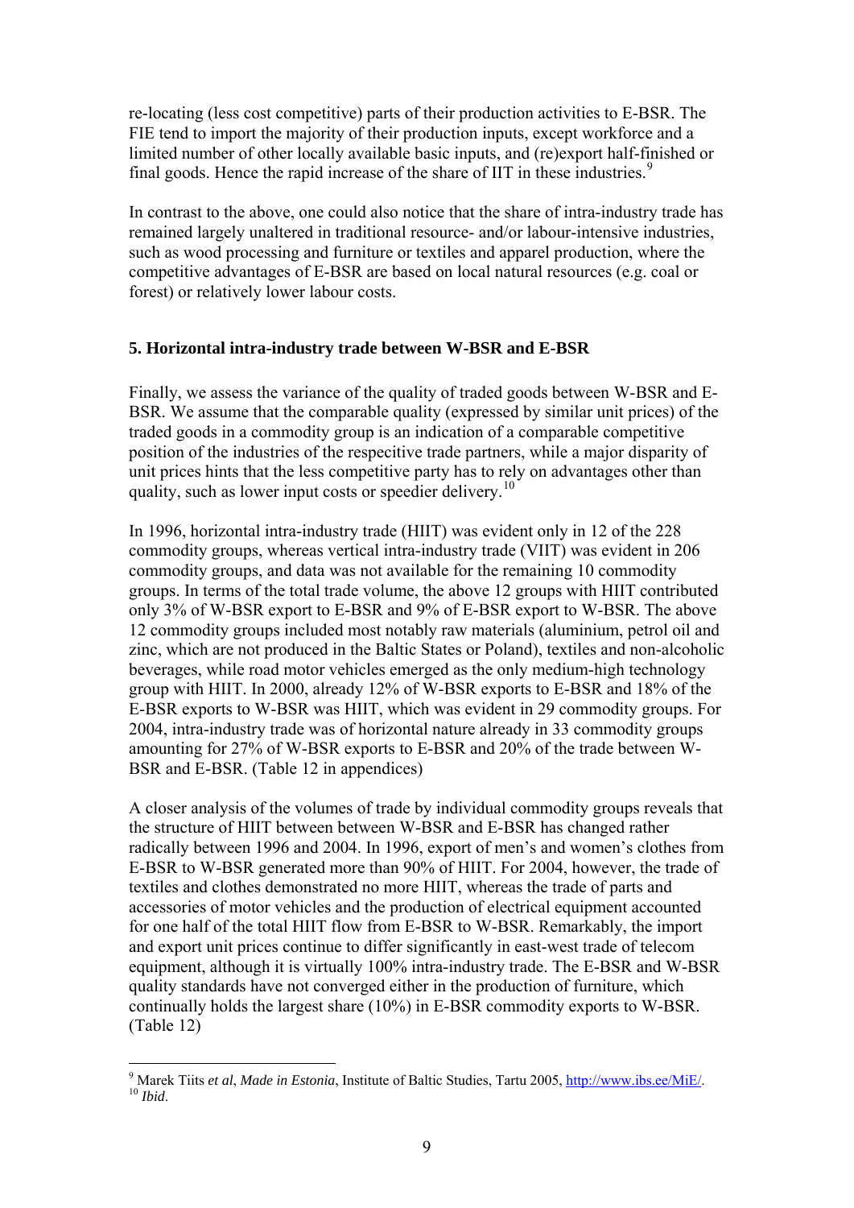re-locating (less cost competitive) parts of their production activities to E-BSR. The FIE tend to import the majority of their production inputs, except workforce and a limited number of other locally available basic inputs, and (re)export half-finished or final goods. Hence the rapid increase of the share of IIT in these industries.[9]

In contrast to the above, one could also notice that the share of intra-industry trade has remained largely unaltered in traditional resource- and/or labour-intensive industries, such as wood processing and furniture or textiles and apparel production, where the competitive advantages of E-BSR are based on local natural resources (e.g. coal or forest) or relatively lower labour costs.

## 5. Horizontal intra-industry trade between W-BSR and E-BSR

Finally, we assess the variance of the quality of traded goods between W-BSR and E-BSR. We assume that the comparable quality (expressed by similar unit prices) of the traded goods in a commodity group is an indication of a comparable competitive position of the industries of the respective trade partners, while a major disparity of unit prices hints that the less competitive party has to rely on advantages other than quality, such as lower input costs or speedier delivery.[10]

In 1996, horizontal intra-industry trade (HIIT) was evident only in 12 of the 228 commodity groups, whereas vertical intra-industry trade (VIIT) was evident in 206 commodity groups, and data was not available for the remaining 10 commodity groups. In terms of the total trade volume, the above 12 groups with HIIT contributed only 3% of W-BSR export to E-BSR and 9% of E-BSR export to W-BSR. The above 12 commodity groups included most notably raw materials (aluminium, petrol oil and zinc, which are not produced in the Baltic States or Poland), textiles and non-alcoholic beverages, while road motor vehicles emerged as the only medium-high technology group with HIIT. In 2000, already 12% of W-BSR exports to E-BSR and 18% of the E-BSR exports to W-BSR was HIIT, which was evident in 29 commodity groups. For 2004, intra-industry trade was of horizontal nature already in 33 commodity groups amounting for 27% of W-BSR exports to E-BSR and 20% of the trade between W-BSR and E-BSR. (Table 12 in appendices)

A closer analysis of the volumes of trade by individual commodity groups reveals that the structure of HIIT between between W-BSR and E-BSR has changed rather radically between 1996 and 2004. In 1996, export of men's and women's clothes from E-BSR to W-BSR generated more than 90% of HIIT. For 2004, however, the trade of textiles and clothes demonstrated no more HIIT, whereas the trade of parts and accessories of motor vehicles and the production of electrical equipment accounted for one half of the total HIIT flow from E-BSR to W-BSR. Remarkably, the import and export unit prices continue to differ significantly in east-west trade of telecom equipment, although it is virtually 100% intra-industry trade. The E-BSR and W-BSR quality standards have not converged either in the production of furniture, which continually holds the largest share (10%) in E-BSR commodity exports to W-BSR. (Table 12)

---

[9] Marek Tiits *et al*, *Made in Estonia*, Institute of Baltic Studies, Tartu 2005, http://www.ibs.ee/MiE/.
[10] *Ibid*.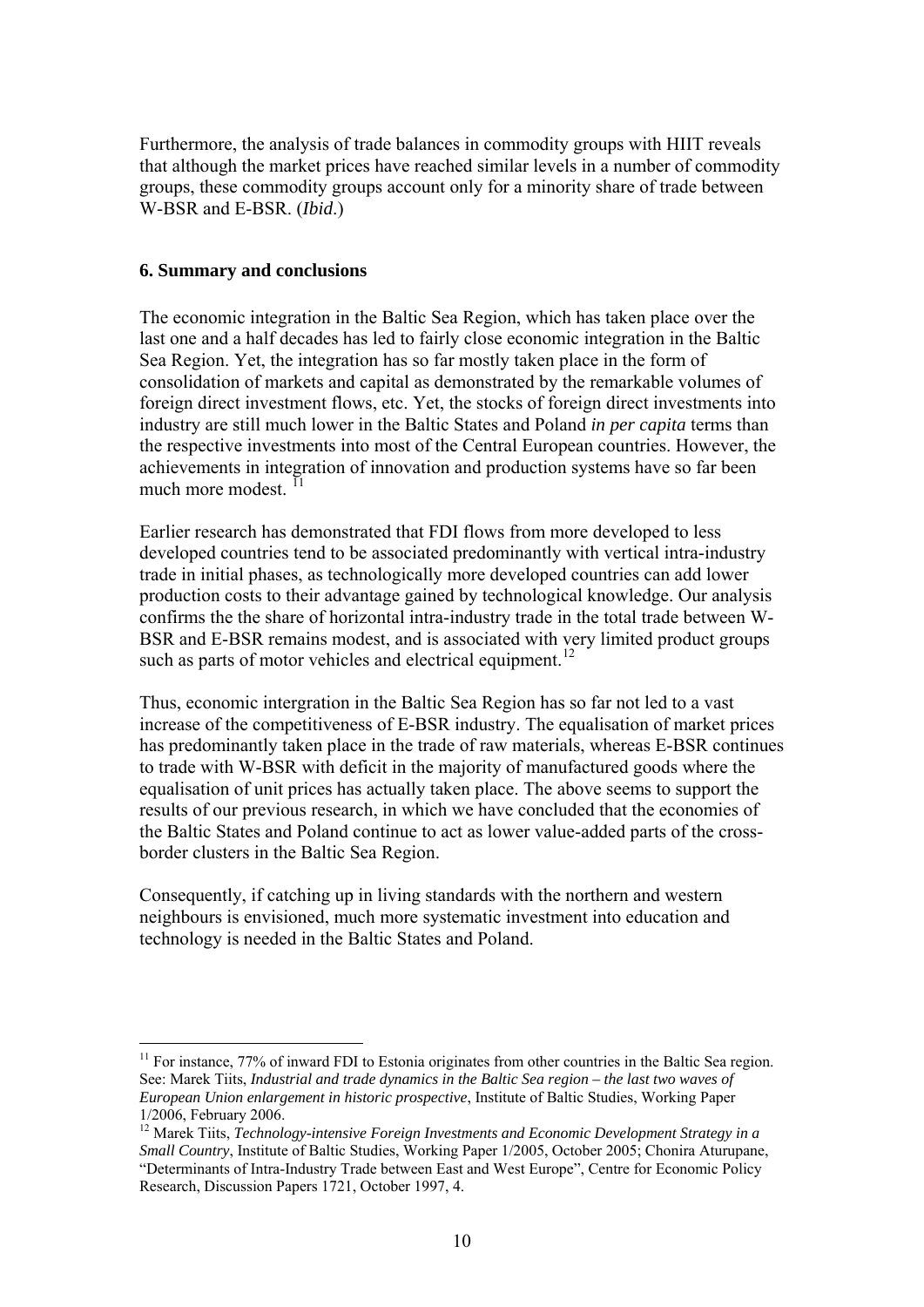Furthermore, the analysis of trade balances in commodity groups with HIIT reveals that although the market prices have reached similar levels in a number of commodity groups, these commodity groups account only for a minority share of trade between W-BSR and E-BSR. (*Ibid*.)

## 6. Summary and conclusions

The economic integration in the Baltic Sea Region, which has taken place over the last one and a half decades has led to fairly close economic integration in the Baltic Sea Region. Yet, the integration has so far mostly taken place in the form of consolidation of markets and capital as demonstrated by the remarkable volumes of foreign direct investment flows, etc. Yet, the stocks of foreign direct investments into industry are still much lower in the Baltic States and Poland *in per capita* terms than the respective investments into most of the Central European countries. However, the achievements in integration of innovation and production systems have so far been much more modest. [11]

Earlier research has demonstrated that FDI flows from more developed to less developed countries tend to be associated predominantly with vertical intra-industry trade in initial phases, as technologically more developed countries can add lower production costs to their advantage gained by technological knowledge. Our analysis confirms the the share of horizontal intra-industry trade in the total trade between W-BSR and E-BSR remains modest, and is associated with very limited product groups such as parts of motor vehicles and electrical equipment.[12]

Thus, economic intergration in the Baltic Sea Region has so far not led to a vast increase of the competitiveness of E-BSR industry. The equalisation of market prices has predominantly taken place in the trade of raw materials, whereas E-BSR continues to trade with W-BSR with deficit in the majority of manufactured goods where the equalisation of unit prices has actually taken place. The above seems to support the results of our previous research, in which we have concluded that the economies of the Baltic States and Poland continue to act as lower value-added parts of the cross-border clusters in the Baltic Sea Region.

Consequently, if catching up in living standards with the northern and western neighbours is envisioned, much more systematic investment into education and technology is needed in the Baltic States and Poland.

---

[11] For instance, 77% of inward FDI to Estonia originates from other countries in the Baltic Sea region. See: Marek Tiits, *Industrial and trade dynamics in the Baltic Sea region – the last two waves of European Union enlargement in historic prospective*, Institute of Baltic Studies, Working Paper 1/2006, February 2006.

[12] Marek Tiits, *Technology-intensive Foreign Investments and Economic Development Strategy in a Small Country*, Institute of Baltic Studies, Working Paper 1/2005, October 2005; Chonira Aturupane, "Determinants of Intra-Industry Trade between East and West Europe", Centre for Economic Policy Research, Discussion Papers 1721, October 1997, 4.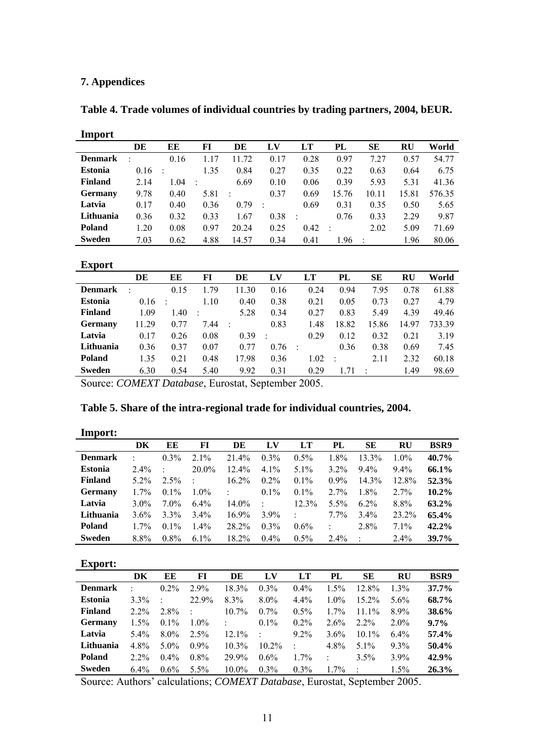## 7. Appendices

**Table 4. Trade volumes of individual countries by trading partners, 2004, bEUR.**

**Import**

| | DE | EE | FI | DE | LV | LT | PL | SE | RU | World |
|---|---|---|---|---|---|---|---|---|---|---|
| **Denmark** | : | 0.16 | 1.17 | 11.72 | 0.17 | 0.28 | 0.97 | 7.27 | 0.57 | 54.77 |
| **Estonia** | 0.16 | : | 1.35 | 0.84 | 0.27 | 0.35 | 0.22 | 0.63 | 0.64 | 6.75 |
| **Finland** | 2.14 | 1.04 | : | 6.69 | 0.10 | 0.06 | 0.39 | 5.93 | 5.31 | 41.36 |
| **Germany** | 9.78 | 0.40 | 5.81 | : | 0.37 | 0.69 | 15.76 | 10.11 | 15.81 | 576.35 |
| **Latvia** | 0.17 | 0.40 | 0.36 | 0.79 | : | 0.69 | 0.31 | 0.35 | 0.50 | 5.65 |
| **Lithuania** | 0.36 | 0.32 | 0.33 | 1.67 | 0.38 | : | 0.76 | 0.33 | 2.29 | 9.87 |
| **Poland** | 1.20 | 0.08 | 0.97 | 20.24 | 0.25 | 0.42 | : | 2.02 | 5.09 | 71.69 |
| **Sweden** | 7.03 | 0.62 | 4.88 | 14.57 | 0.34 | 0.41 | 1.96 | : | 1.96 | 80.06 |

**Export**

| | DE | EE | FI | DE | LV | LT | PL | SE | RU | World |
|---|---|---|---|---|---|---|---|---|---|---|
| **Denmark** | : | 0.15 | 1.79 | 11.30 | 0.16 | 0.24 | 0.94 | 7.95 | 0.78 | 61.88 |
| **Estonia** | 0.16 | : | 1.10 | 0.40 | 0.38 | 0.21 | 0.05 | 0.73 | 0.27 | 4.79 |
| **Finland** | 1.09 | 1.40 | : | 5.28 | 0.34 | 0.27 | 0.83 | 5.49 | 4.39 | 49.46 |
| **Germany** | 11.29 | 0.77 | 7.44 | : | 0.83 | 1.48 | 18.82 | 15.86 | 14.97 | 733.39 |
| **Latvia** | 0.17 | 0.26 | 0.08 | 0.39 | : | 0.29 | 0.12 | 0.32 | 0.21 | 3.19 |
| **Lithuania** | 0.36 | 0.37 | 0.07 | 0.77 | 0.76 | : | 0.36 | 0.38 | 0.69 | 7.45 |
| **Poland** | 1.35 | 0.21 | 0.48 | 17.98 | 0.36 | 1.02 | : | 2.11 | 2.32 | 60.18 |
| **Sweden** | 6.30 | 0.54 | 5.40 | 9.92 | 0.31 | 0.29 | 1.71 | : | 1.49 | 98.69 |

Source: *COMEXT Database*, Eurostat, September 2005.

**Table 5. Share of the intra-regional trade for individual countries, 2004.**

**Import:**

| | DK | EE | FI | DE | LV | LT | PL | SE | RU | BSR9 |
|---|---|---|---|---|---|---|---|---|---|---|
| **Denmark** | : | 0.3% | 2.1% | 21.4% | 0.3% | 0.5% | 1.8% | 13.3% | 1.0% | **40.7%** |
| **Estonia** | 2.4% | : | 20.0% | 12.4% | 4.1% | 5.1% | 3.2% | 9.4% | 9.4% | **66.1%** |
| **Finland** | 5.2% | 2.5% | : | 16.2% | 0.2% | 0.1% | 0.9% | 14.3% | 12.8% | **52.3%** |
| **Germany** | 1.7% | 0.1% | 1.0% | : | 0.1% | 0.1% | 2.7% | 1.8% | 2.7% | **10.2%** |
| **Latvia** | 3.0% | 7.0% | 6.4% | 14.0% | : | 12.3% | 5.5% | 6.2% | 8.8% | **63.2%** |
| **Lithuania** | 3.6% | 3.3% | 3.4% | 16.9% | 3.9% | : | 7.7% | 3.4% | 23.2% | **65.4%** |
| **Poland** | 1.7% | 0.1% | 1.4% | 28.2% | 0.3% | 0.6% | : | 2.8% | 7.1% | **42.2%** |
| **Sweden** | 8.8% | 0.8% | 6.1% | 18.2% | 0.4% | 0.5% | 2.4% | : | 2.4% | **39.7%** |

**Export:**

| | DK | EE | FI | DE | LV | LT | PL | SE | RU | BSR9 |
|---|---|---|---|---|---|---|---|---|---|---|
| **Denmark** | : | 0.2% | 2.9% | 18.3% | 0.3% | 0.4% | 1.5% | 12.8% | 1.3% | **37.7%** |
| **Estonia** | 3.3% | : | 22.9% | 8.3% | 8.0% | 4.4% | 1.0% | 15.2% | 5.6% | **68.7%** |
| **Finland** | 2.2% | 2.8% | : | 10.7% | 0.7% | 0.5% | 1.7% | 11.1% | 8.9% | **38.6%** |
| **Germany** | 1.5% | 0.1% | 1.0% | : | 0.1% | 0.2% | 2.6% | 2.2% | 2.0% | **9.7%** |
| **Latvia** | 5.4% | 8.0% | 2.5% | 12.1% | : | 9.2% | 3.6% | 10.1% | 6.4% | **57.4%** |
| **Lithuania** | 4.8% | 5.0% | 0.9% | 10.3% | 10.2% | : | 4.8% | 5.1% | 9.3% | **50.4%** |
| **Poland** | 2.2% | 0.4% | 0.8% | 29.9% | 0.6% | 1.7% | : | 3.5% | 3.9% | **42.9%** |
| **Sweden** | 6.4% | 0.6% | 5.5% | 10.0% | 0.3% | 0.3% | 1.7% | : | 1.5% | **26.3%** |

Source: Authors' calculations; *COMEXT Database*, Eurostat, September 2005.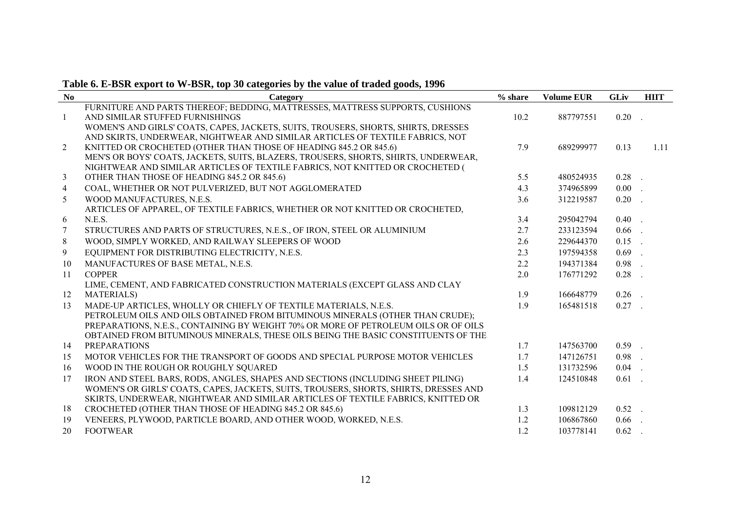**Table 6. E-BSR export to W-BSR, top 30 categories by the value of traded goods, 1996**

| No | Category | % share | Volume EUR | GLiv | HIIT |
|---|---|---|---|---|---|
| 1 | FURNITURE AND PARTS THEREOF; BEDDING, MATTRESSES, MATTRESS SUPPORTS, CUSHIONS AND SIMILAR STUFFED FURNISHINGS | 10.2 | 887797551 | 0.20 | . |
| 2 | WOMEN'S AND GIRLS' COATS, CAPES, JACKETS, SUITS, TROUSERS, SHORTS, SHIRTS, DRESSES AND SKIRTS, UNDERWEAR, NIGHTWEAR AND SIMILAR ARTICLES OF TEXTILE FABRICS, NOT KNITTED OR CROCHETED (OTHER THAN THOSE OF HEADING 845.2 OR 845.6) | 7.9 | 689299977 | 0.13 | 1.11 |
| 3 | MEN'S OR BOYS' COATS, JACKETS, SUITS, BLAZERS, TROUSERS, SHORTS, SHIRTS, UNDERWEAR, NIGHTWEAR AND SIMILAR ARTICLES OF TEXTILE FABRICS, NOT KNITTED OR CROCHETED ( OTHER THAN THOSE OF HEADING 845.2 OR 845.6) | 5.5 | 480524935 | 0.28 | . |
| 4 | COAL, WHETHER OR NOT PULVERIZED, BUT NOT AGGLOMERATED | 4.3 | 374965899 | 0.00 | . |
| 5 | WOOD MANUFACTURES, N.E.S. | 3.6 | 312219587 | 0.20 | . |
| 6 | ARTICLES OF APPAREL, OF TEXTILE FABRICS, WHETHER OR NOT KNITTED OR CROCHETED, N.E.S. | 3.4 | 295042794 | 0.40 | . |
| 7 | STRUCTURES AND PARTS OF STRUCTURES, N.E.S., OF IRON, STEEL OR ALUMINIUM | 2.7 | 233123594 | 0.66 | . |
| 8 | WOOD, SIMPLY WORKED, AND RAILWAY SLEEPERS OF WOOD | 2.6 | 229644370 | 0.15 | . |
| 9 | EQUIPMENT FOR DISTRIBUTING ELECTRICITY, N.E.S. | 2.3 | 197594358 | 0.69 | . |
| 10 | MANUFACTURES OF BASE METAL, N.E.S. | 2.2 | 194371384 | 0.98 | . |
| 11 | COPPER | 2.0 | 176771292 | 0.28 | . |
| 12 | LIME, CEMENT, AND FABRICATED CONSTRUCTION MATERIALS (EXCEPT GLASS AND CLAY MATERIALS) | 1.9 | 166648779 | 0.26 | . |
| 13 | MADE-UP ARTICLES, WHOLLY OR CHIEFLY OF TEXTILE MATERIALS, N.E.S. | 1.9 | 165481518 | 0.27 | . |
| 14 | PETROLEUM OILS AND OILS OBTAINED FROM BITUMINOUS MINERALS (OTHER THAN CRUDE); PREPARATIONS, N.E.S., CONTAINING BY WEIGHT 70% OR MORE OF PETROLEUM OILS OR OF OILS OBTAINED FROM BITUMINOUS MINERALS, THESE OILS BEING THE BASIC CONSTITUENTS OF THE PREPARATIONS | 1.7 | 147563700 | 0.59 | . |
| 15 | MOTOR VEHICLES FOR THE TRANSPORT OF GOODS AND SPECIAL PURPOSE MOTOR VEHICLES | 1.7 | 147126751 | 0.98 | . |
| 16 | WOOD IN THE ROUGH OR ROUGHLY SQUARED | 1.5 | 131732596 | 0.04 | . |
| 17 | IRON AND STEEL BARS, RODS, ANGLES, SHAPES AND SECTIONS (INCLUDING SHEET PILING) | 1.4 | 124510848 | 0.61 | . |
| 18 | WOMEN'S OR GIRLS' COATS, CAPES, JACKETS, SUITS, TROUSERS, SHORTS, SHIRTS, DRESSES AND SKIRTS, UNDERWEAR, NIGHTWEAR AND SIMILAR ARTICLES OF TEXTILE FABRICS, KNITTED OR CROCHETED (OTHER THAN THOSE OF HEADING 845.2 OR 845.6) | 1.3 | 109812129 | 0.52 | . |
| 19 | VENEERS, PLYWOOD, PARTICLE BOARD, AND OTHER WOOD, WORKED, N.E.S. | 1.2 | 106867860 | 0.66 | . |
| 20 | FOOTWEAR | 1.2 | 103778141 | 0.62 | . |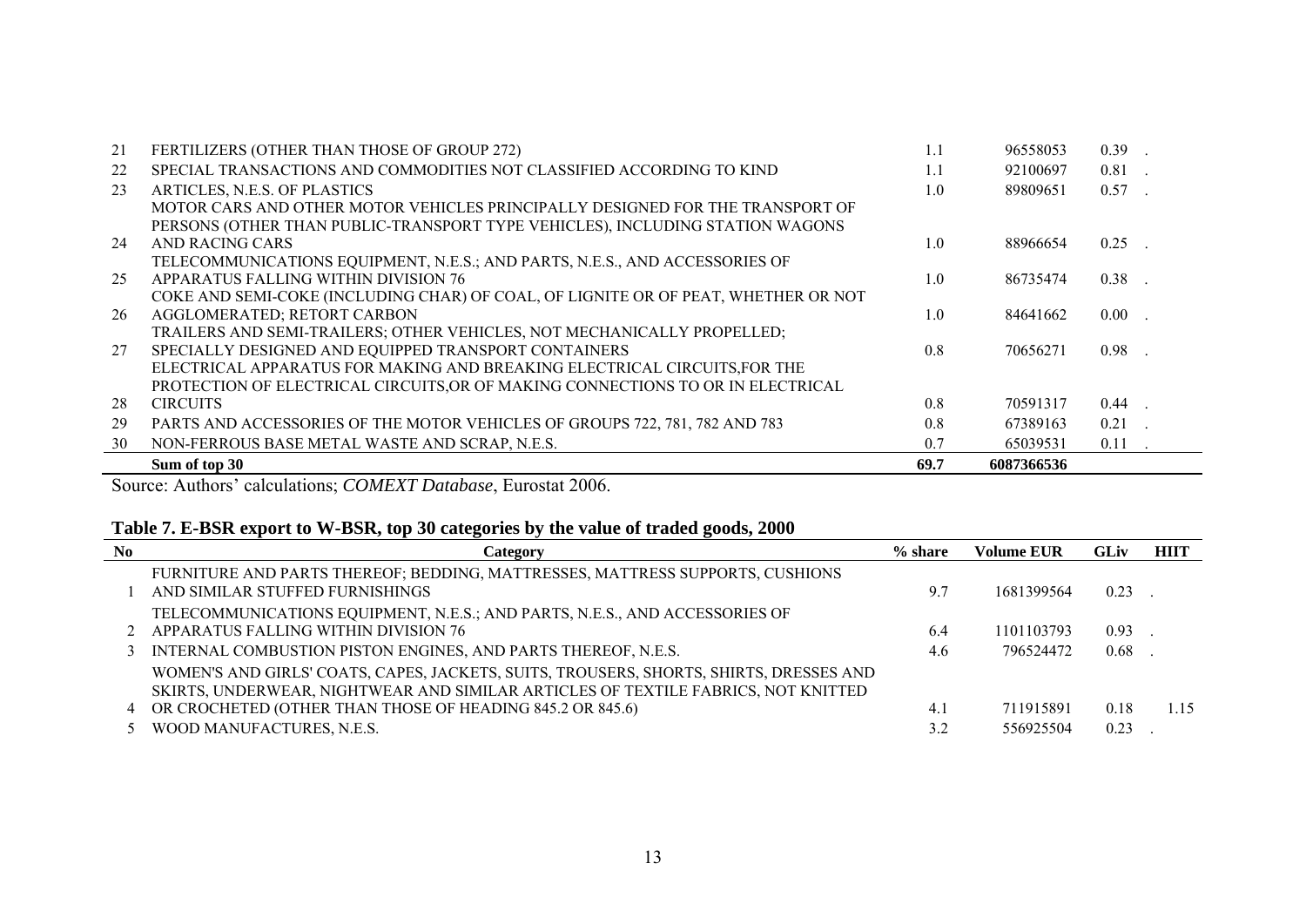| No | Category | % share | Volume EUR | GLiv | HIIT |
|---|---|---|---|---|---|
| 21 | FERTILIZERS (OTHER THAN THOSE OF GROUP 272) | 1.1 | 96558053 | 0.39 | . |
| 22 | SPECIAL TRANSACTIONS AND COMMODITIES NOT CLASSIFIED ACCORDING TO KIND | 1.1 | 92100697 | 0.81 | . |
| 23 | ARTICLES, N.E.S. OF PLASTICS | 1.0 | 89809651 | 0.57 | . |
| 24 | MOTOR CARS AND OTHER MOTOR VEHICLES PRINCIPALLY DESIGNED FOR THE TRANSPORT OF PERSONS (OTHER THAN PUBLIC-TRANSPORT TYPE VEHICLES), INCLUDING STATION WAGONS AND RACING CARS | 1.0 | 88966654 | 0.25 | . |
| 25 | TELECOMMUNICATIONS EQUIPMENT, N.E.S.; AND PARTS, N.E.S., AND ACCESSORIES OF APPARATUS FALLING WITHIN DIVISION 76 | 1.0 | 86735474 | 0.38 | . |
| 26 | COKE AND SEMI-COKE (INCLUDING CHAR) OF COAL, OF LIGNITE OR OF PEAT, WHETHER OR NOT AGGLOMERATED; RETORT CARBON | 1.0 | 84641662 | 0.00 | . |
| 27 | TRAILERS AND SEMI-TRAILERS; OTHER VEHICLES, NOT MECHANICALLY PROPELLED; SPECIALLY DESIGNED AND EQUIPPED TRANSPORT CONTAINERS | 0.8 | 70656271 | 0.98 | . |
| 28 | ELECTRICAL APPARATUS FOR MAKING AND BREAKING ELECTRICAL CIRCUITS,FOR THE PROTECTION OF ELECTRICAL CIRCUITS,OR OF MAKING CONNECTIONS TO OR IN ELECTRICAL CIRCUITS | 0.8 | 70591317 | 0.44 | . |
| 29 | PARTS AND ACCESSORIES OF THE MOTOR VEHICLES OF GROUPS 722, 781, 782 AND 783 | 0.8 | 67389163 | 0.21 | . |
| 30 | NON-FERROUS BASE METAL WASTE AND SCRAP, N.E.S. | 0.7 | 65039531 | 0.11 | . |
| | **Sum of top 30** | **69.7** | **6087366536** | | |

Source: Authors' calculations; *COMEXT Database*, Eurostat 2006.

**Table 7. E-BSR export to W-BSR, top 30 categories by the value of traded goods, 2000**

| No | Category | % share | Volume EUR | GLiv | HIIT |
|---|---|---|---|---|---|
| 1 | FURNITURE AND PARTS THEREOF; BEDDING, MATTRESSES, MATTRESS SUPPORTS, CUSHIONS AND SIMILAR STUFFED FURNISHINGS | 9.7 | 1681399564 | 0.23 | . |
| 2 | TELECOMMUNICATIONS EQUIPMENT, N.E.S.; AND PARTS, N.E.S., AND ACCESSORIES OF APPARATUS FALLING WITHIN DIVISION 76 | 6.4 | 1101103793 | 0.93 | . |
| 3 | INTERNAL COMBUSTION PISTON ENGINES, AND PARTS THEREOF, N.E.S. | 4.6 | 796524472 | 0.68 | . |
| 4 | WOMEN'S AND GIRLS' COATS, CAPES, JACKETS, SUITS, TROUSERS, SHORTS, SHIRTS, DRESSES AND SKIRTS, UNDERWEAR, NIGHTWEAR AND SIMILAR ARTICLES OF TEXTILE FABRICS, NOT KNITTED OR CROCHETED (OTHER THAN THOSE OF HEADING 845.2 OR 845.6) | 4.1 | 711915891 | 0.18 | 1.15 |
| 5 | WOOD MANUFACTURES, N.E.S. | 3.2 | 556925504 | 0.23 | . |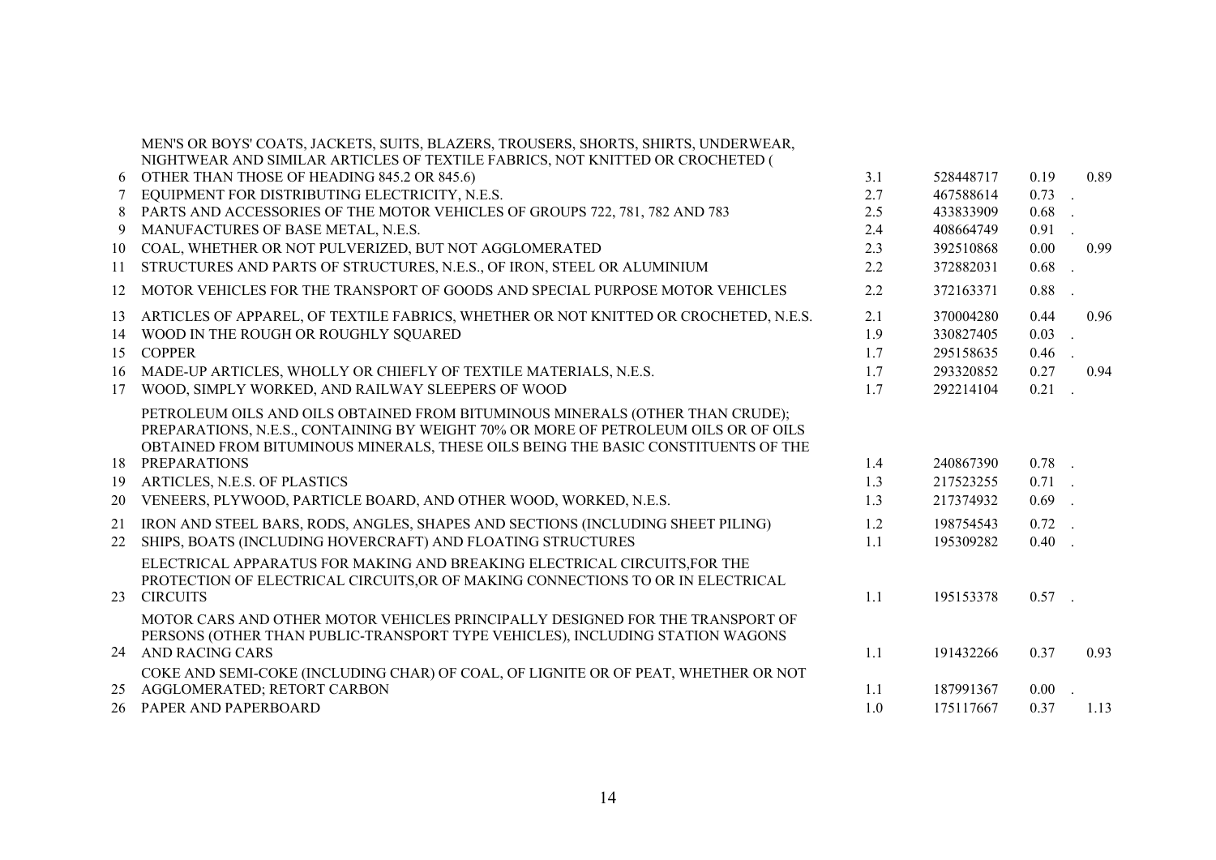| | | | | | |
|---|---|---|---|---|---|
| 6 | MEN'S OR BOYS' COATS, JACKETS, SUITS, BLAZERS, TROUSERS, SHORTS, SHIRTS, UNDERWEAR, NIGHTWEAR AND SIMILAR ARTICLES OF TEXTILE FABRICS, NOT KNITTED OR CROCHETED ( OTHER THAN THOSE OF HEADING 845.2 OR 845.6) | 3.1 | 528448717 | 0.19 | 0.89 |
| 7 | EQUIPMENT FOR DISTRIBUTING ELECTRICITY, N.E.S. | 2.7 | 467588614 | 0.73 | . |
| 8 | PARTS AND ACCESSORIES OF THE MOTOR VEHICLES OF GROUPS 722, 781, 782 AND 783 | 2.5 | 433833909 | 0.68 | . |
| 9 | MANUFACTURES OF BASE METAL, N.E.S. | 2.4 | 408664749 | 0.91 | . |
| 10 | COAL, WHETHER OR NOT PULVERIZED, BUT NOT AGGLOMERATED | 2.3 | 392510868 | 0.00 | 0.99 |
| 11 | STRUCTURES AND PARTS OF STRUCTURES, N.E.S., OF IRON, STEEL OR ALUMINIUM | 2.2 | 372882031 | 0.68 | . |
| 12 | MOTOR VEHICLES FOR THE TRANSPORT OF GOODS AND SPECIAL PURPOSE MOTOR VEHICLES | 2.2 | 372163371 | 0.88 | . |
| 13 | ARTICLES OF APPAREL, OF TEXTILE FABRICS, WHETHER OR NOT KNITTED OR CROCHETED, N.E.S. | 2.1 | 370004280 | 0.44 | 0.96 |
| 14 | WOOD IN THE ROUGH OR ROUGHLY SQUARED | 1.9 | 330827405 | 0.03 | . |
| 15 | COPPER | 1.7 | 295158635 | 0.46 | . |
| 16 | MADE-UP ARTICLES, WHOLLY OR CHIEFLY OF TEXTILE MATERIALS, N.E.S. | 1.7 | 293320852 | 0.27 | 0.94 |
| 17 | WOOD, SIMPLY WORKED, AND RAILWAY SLEEPERS OF WOOD | 1.7 | 292214104 | 0.21 | . |
| 18 | PETROLEUM OILS AND OILS OBTAINED FROM BITUMINOUS MINERALS (OTHER THAN CRUDE); PREPARATIONS, N.E.S., CONTAINING BY WEIGHT 70% OR MORE OF PETROLEUM OILS OR OF OILS OBTAINED FROM BITUMINOUS MINERALS, THESE OILS BEING THE BASIC CONSTITUENTS OF THE PREPARATIONS | 1.4 | 240867390 | 0.78 | . |
| 19 | ARTICLES, N.E.S. OF PLASTICS | 1.3 | 217523255 | 0.71 | . |
| 20 | VENEERS, PLYWOOD, PARTICLE BOARD, AND OTHER WOOD, WORKED, N.E.S. | 1.3 | 217374932 | 0.69 | . |
| 21 | IRON AND STEEL BARS, RODS, ANGLES, SHAPES AND SECTIONS (INCLUDING SHEET PILING) | 1.2 | 198754543 | 0.72 | . |
| 22 | SHIPS, BOATS (INCLUDING HOVERCRAFT) AND FLOATING STRUCTURES | 1.1 | 195309282 | 0.40 | . |
| 23 | ELECTRICAL APPARATUS FOR MAKING AND BREAKING ELECTRICAL CIRCUITS,FOR THE PROTECTION OF ELECTRICAL CIRCUITS,OR OF MAKING CONNECTIONS TO OR IN ELECTRICAL CIRCUITS | 1.1 | 195153378 | 0.57 | . |
| 24 | MOTOR CARS AND OTHER MOTOR VEHICLES PRINCIPALLY DESIGNED FOR THE TRANSPORT OF PERSONS (OTHER THAN PUBLIC-TRANSPORT TYPE VEHICLES), INCLUDING STATION WAGONS AND RACING CARS | 1.1 | 191432266 | 0.37 | 0.93 |
| 25 | COKE AND SEMI-COKE (INCLUDING CHAR) OF COAL, OF LIGNITE OR OF PEAT, WHETHER OR NOT AGGLOMERATED; RETORT CARBON | 1.1 | 187991367 | 0.00 | . |
| 26 | PAPER AND PAPERBOARD | 1.0 | 175117667 | 0.37 | 1.13 |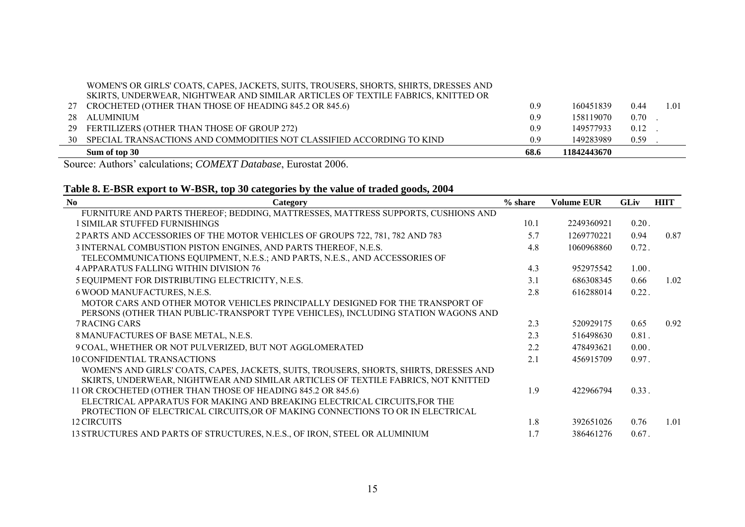| No | Category | % share | Volume EUR | GLiv | HIIT |
|---|---|---|---|---|---|
| 27 | WOMEN'S OR GIRLS' COATS, CAPES, JACKETS, SUITS, TROUSERS, SHORTS, SHIRTS, DRESSES AND SKIRTS, UNDERWEAR, NIGHTWEAR AND SIMILAR ARTICLES OF TEXTILE FABRICS, KNITTED OR CROCHETED (OTHER THAN THOSE OF HEADING 845.2 OR 845.6) | 0.9 | 160451839 | 0.44 | 1.01 |
| 28 | ALUMINIUM | 0.9 | 158119070 | 0.70 | . |
| 29 | FERTILIZERS (OTHER THAN THOSE OF GROUP 272) | 0.9 | 149577933 | 0.12 | . |
| 30 | SPECIAL TRANSACTIONS AND COMMODITIES NOT CLASSIFIED ACCORDING TO KIND | 0.9 | 149283989 | 0.59 | . |
| | **Sum of top 30** | **68.6** | **11842443670** | | |

Source: Authors' calculations; *COMEXT Database*, Eurostat 2006.

**Table 8. E-BSR export to W-BSR, top 30 categories by the value of traded goods, 2004**

| No | Category | % share | Volume EUR | GLiv | HIIT |
|---|---|---|---|---|---|
| 1 | FURNITURE AND PARTS THEREOF; BEDDING, MATTRESSES, MATTRESS SUPPORTS, CUSHIONS AND SIMILAR STUFFED FURNISHINGS | 10.1 | 2249360921 | 0.20 | . |
| 2 | PARTS AND ACCESSORIES OF THE MOTOR VEHICLES OF GROUPS 722, 781, 782 AND 783 | 5.7 | 1269770221 | 0.94 | 0.87 |
| 3 | INTERNAL COMBUSTION PISTON ENGINES, AND PARTS THEREOF, N.E.S. | 4.8 | 1060968860 | 0.72 | . |
| 4 | TELECOMMUNICATIONS EQUIPMENT, N.E.S.; AND PARTS, N.E.S., AND ACCESSORIES OF APPARATUS FALLING WITHIN DIVISION 76 | 4.3 | 952975542 | 1.00 | . |
| 5 | EQUIPMENT FOR DISTRIBUTING ELECTRICITY, N.E.S. | 3.1 | 686308345 | 0.66 | 1.02 |
| 6 | WOOD MANUFACTURES, N.E.S. | 2.8 | 616288014 | 0.22 | . |
| 7 | MOTOR CARS AND OTHER MOTOR VEHICLES PRINCIPALLY DESIGNED FOR THE TRANSPORT OF PERSONS (OTHER THAN PUBLIC-TRANSPORT TYPE VEHICLES), INCLUDING STATION WAGONS AND RACING CARS | 2.3 | 520929175 | 0.65 | 0.92 |
| 8 | MANUFACTURES OF BASE METAL, N.E.S. | 2.3 | 516498630 | 0.81 | . |
| 9 | COAL, WHETHER OR NOT PULVERIZED, BUT NOT AGGLOMERATED | 2.2 | 478493621 | 0.00 | . |
| 10 | CONFIDENTIAL TRANSACTIONS | 2.1 | 456915709 | 0.97 | . |
| 11 | WOMEN'S AND GIRLS' COATS, CAPES, JACKETS, SUITS, TROUSERS, SHORTS, SHIRTS, DRESSES AND SKIRTS, UNDERWEAR, NIGHTWEAR AND SIMILAR ARTICLES OF TEXTILE FABRICS, NOT KNITTED OR CROCHETED (OTHER THAN THOSE OF HEADING 845.2 OR 845.6) | 1.9 | 422966794 | 0.33 | . |
| 12 | ELECTRICAL APPARATUS FOR MAKING AND BREAKING ELECTRICAL CIRCUITS,FOR THE PROTECTION OF ELECTRICAL CIRCUITS,OR OF MAKING CONNECTIONS TO OR IN ELECTRICAL CIRCUITS | 1.8 | 392651026 | 0.76 | 1.01 |
| 13 | STRUCTURES AND PARTS OF STRUCTURES, N.E.S., OF IRON, STEEL OR ALUMINIUM | 1.7 | 386461276 | 0.67 | . |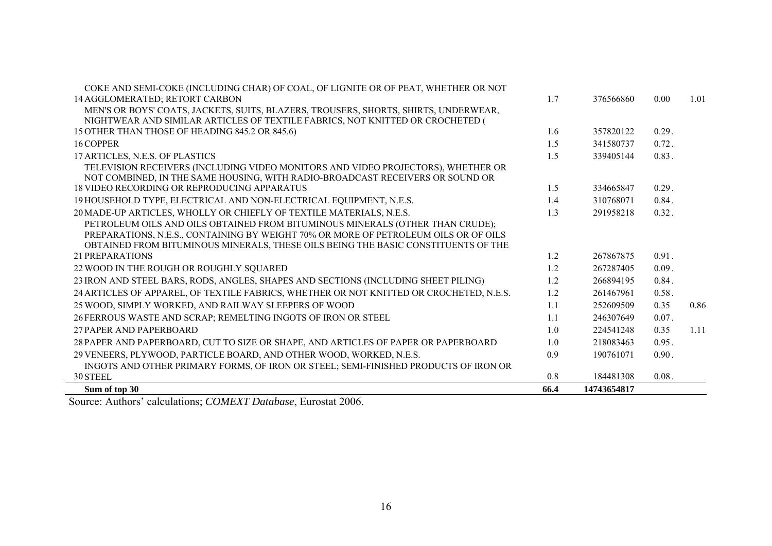| | | | | | |
|---|---|---|---|---|---|
| 14 | COKE AND SEMI-COKE (INCLUDING CHAR) OF COAL, OF LIGNITE OR OF PEAT, WHETHER OR NOT AGGLOMERATED; RETORT CARBON | 1.7 | 376566860 | 0.00 | 1.01 |
| 15 | MEN'S OR BOYS' COATS, JACKETS, SUITS, BLAZERS, TROUSERS, SHORTS, SHIRTS, UNDERWEAR, NIGHTWEAR AND SIMILAR ARTICLES OF TEXTILE FABRICS, NOT KNITTED OR CROCHETED ( OTHER THAN THOSE OF HEADING 845.2 OR 845.6) | 1.6 | 357820122 | 0.29 | . |
| 16 | COPPER | 1.5 | 341580737 | 0.72 | . |
| 17 | ARTICLES, N.E.S. OF PLASTICS | 1.5 | 339405144 | 0.83 | . |
| 18 | TELEVISION RECEIVERS (INCLUDING VIDEO MONITORS AND VIDEO PROJECTORS), WHETHER OR NOT COMBINED, IN THE SAME HOUSING, WITH RADIO-BROADCAST RECEIVERS OR SOUND OR VIDEO RECORDING OR REPRODUCING APPARATUS | 1.5 | 334665847 | 0.29 | . |
| 19 | HOUSEHOLD TYPE, ELECTRICAL AND NON-ELECTRICAL EQUIPMENT, N.E.S. | 1.4 | 310768071 | 0.84 | . |
| 20 | MADE-UP ARTICLES, WHOLLY OR CHIEFLY OF TEXTILE MATERIALS, N.E.S. | 1.3 | 291958218 | 0.32 | . |
| 21 | PETROLEUM OILS AND OILS OBTAINED FROM BITUMINOUS MINERALS (OTHER THAN CRUDE); PREPARATIONS, N.E.S., CONTAINING BY WEIGHT 70% OR MORE OF PETROLEUM OILS OR OF OILS OBTAINED FROM BITUMINOUS MINERALS, THESE OILS BEING THE BASIC CONSTITUENTS OF THE PREPARATIONS | 1.2 | 267867875 | 0.91 | . |
| 22 | WOOD IN THE ROUGH OR ROUGHLY SQUARED | 1.2 | 267287405 | 0.09 | . |
| 23 | IRON AND STEEL BARS, RODS, ANGLES, SHAPES AND SECTIONS (INCLUDING SHEET PILING) | 1.2 | 266894195 | 0.84 | . |
| 24 | ARTICLES OF APPAREL, OF TEXTILE FABRICS, WHETHER OR NOT KNITTED OR CROCHETED, N.E.S. | 1.2 | 261467961 | 0.58 | . |
| 25 | WOOD, SIMPLY WORKED, AND RAILWAY SLEEPERS OF WOOD | 1.1 | 252609509 | 0.35 | 0.86 |
| 26 | FERROUS WASTE AND SCRAP; REMELTING INGOTS OF IRON OR STEEL | 1.1 | 246307649 | 0.07 | . |
| 27 | PAPER AND PAPERBOARD | 1.0 | 224541248 | 0.35 | 1.11 |
| 28 | PAPER AND PAPERBOARD, CUT TO SIZE OR SHAPE, AND ARTICLES OF PAPER OR PAPERBOARD | 1.0 | 218083463 | 0.95 | . |
| 29 | VENEERS, PLYWOOD, PARTICLE BOARD, AND OTHER WOOD, WORKED, N.E.S. | 0.9 | 190761071 | 0.90 | . |
| 30 | INGOTS AND OTHER PRIMARY FORMS, OF IRON OR STEEL; SEMI-FINISHED PRODUCTS OF IRON OR STEEL | 0.8 | 184481308 | 0.08 | . |
| | **Sum of top 30** | **66.4** | **14743654817** | | |

Source: Authors' calculations; *COMEXT Database*, Eurostat 2006.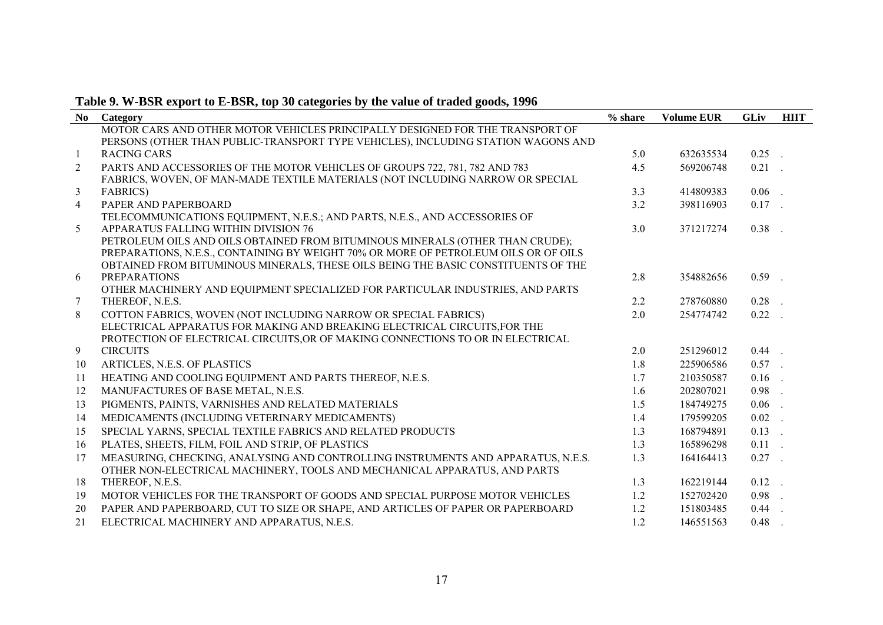**Table 9. W-BSR export to E-BSR, top 30 categories by the value of traded goods, 1996**

| No | Category | % share | Volume EUR | GLiv | HIIT |
|---|---|---|---|---|---|
| 1 | MOTOR CARS AND OTHER MOTOR VEHICLES PRINCIPALLY DESIGNED FOR THE TRANSPORT OF PERSONS (OTHER THAN PUBLIC-TRANSPORT TYPE VEHICLES), INCLUDING STATION WAGONS AND RACING CARS | 5.0 | 632635534 | 0.25 | . |
| 2 | PARTS AND ACCESSORIES OF THE MOTOR VEHICLES OF GROUPS 722, 781, 782 AND 783 | 4.5 | 569206748 | 0.21 | . |
| 3 | FABRICS, WOVEN, OF MAN-MADE TEXTILE MATERIALS (NOT INCLUDING NARROW OR SPECIAL FABRICS) | 3.3 | 414809383 | 0.06 | . |
| 4 | PAPER AND PAPERBOARD | 3.2 | 398116903 | 0.17 | . |
| 5 | TELECOMMUNICATIONS EQUIPMENT, N.E.S.; AND PARTS, N.E.S., AND ACCESSORIES OF APPARATUS FALLING WITHIN DIVISION 76 | 3.0 | 371217274 | 0.38 | . |
| 6 | PETROLEUM OILS AND OILS OBTAINED FROM BITUMINOUS MINERALS (OTHER THAN CRUDE); PREPARATIONS, N.E.S., CONTAINING BY WEIGHT 70% OR MORE OF PETROLEUM OILS OR OF OILS OBTAINED FROM BITUMINOUS MINERALS, THESE OILS BEING THE BASIC CONSTITUENTS OF THE PREPARATIONS | 2.8 | 354882656 | 0.59 | . |
| 7 | OTHER MACHINERY AND EQUIPMENT SPECIALIZED FOR PARTICULAR INDUSTRIES, AND PARTS THEREOF, N.E.S. | 2.2 | 278760880 | 0.28 | . |
| 8 | COTTON FABRICS, WOVEN (NOT INCLUDING NARROW OR SPECIAL FABRICS) | 2.0 | 254774742 | 0.22 | . |
| 9 | ELECTRICAL APPARATUS FOR MAKING AND BREAKING ELECTRICAL CIRCUITS,FOR THE PROTECTION OF ELECTRICAL CIRCUITS,OR OF MAKING CONNECTIONS TO OR IN ELECTRICAL CIRCUITS | 2.0 | 251296012 | 0.44 | . |
| 10 | ARTICLES, N.E.S. OF PLASTICS | 1.8 | 225906586 | 0.57 | . |
| 11 | HEATING AND COOLING EQUIPMENT AND PARTS THEREOF, N.E.S. | 1.7 | 210350587 | 0.16 | . |
| 12 | MANUFACTURES OF BASE METAL, N.E.S. | 1.6 | 202807021 | 0.98 | . |
| 13 | PIGMENTS, PAINTS, VARNISHES AND RELATED MATERIALS | 1.5 | 184749275 | 0.06 | . |
| 14 | MEDICAMENTS (INCLUDING VETERINARY MEDICAMENTS) | 1.4 | 179599205 | 0.02 | . |
| 15 | SPECIAL YARNS, SPECIAL TEXTILE FABRICS AND RELATED PRODUCTS | 1.3 | 168794891 | 0.13 | . |
| 16 | PLATES, SHEETS, FILM, FOIL AND STRIP, OF PLASTICS | 1.3 | 165896298 | 0.11 | . |
| 17 | MEASURING, CHECKING, ANALYSING AND CONTROLLING INSTRUMENTS AND APPARATUS, N.E.S. | 1.3 | 164164413 | 0.27 | . |
| 18 | OTHER NON-ELECTRICAL MACHINERY, TOOLS AND MECHANICAL APPARATUS, AND PARTS THEREOF, N.E.S. | 1.3 | 162219144 | 0.12 | . |
| 19 | MOTOR VEHICLES FOR THE TRANSPORT OF GOODS AND SPECIAL PURPOSE MOTOR VEHICLES | 1.2 | 152702420 | 0.98 | . |
| 20 | PAPER AND PAPERBOARD, CUT TO SIZE OR SHAPE, AND ARTICLES OF PAPER OR PAPERBOARD | 1.2 | 151803485 | 0.44 | . |
| 21 | ELECTRICAL MACHINERY AND APPARATUS, N.E.S. | 1.2 | 146551563 | 0.48 | . |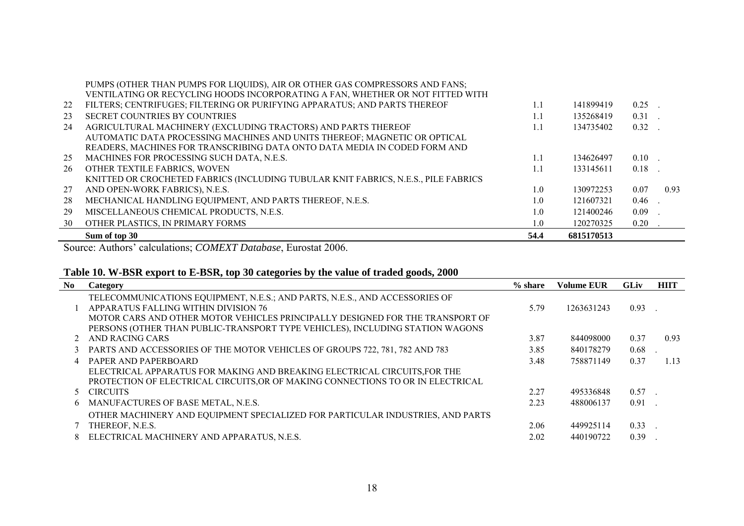| No | Category | % share | Volume EUR | GLiv | HIIT |
|---|---|---|---|---|---|
| 22 | PUMPS (OTHER THAN PUMPS FOR LIQUIDS), AIR OR OTHER GAS COMPRESSORS AND FANS; VENTILATING OR RECYCLING HOODS INCORPORATING A FAN, WHETHER OR NOT FITTED WITH FILTERS; CENTRIFUGES; FILTERING OR PURIFYING APPARATUS; AND PARTS THEREOF | 1.1 | 141899419 | 0.25 | . |
| 23 | SECRET COUNTRIES BY COUNTRIES | 1.1 | 135268419 | 0.31 | . |
| 24 | AGRICULTURAL MACHINERY (EXCLUDING TRACTORS) AND PARTS THEREOF | 1.1 | 134735402 | 0.32 | . |
| 25 | AUTOMATIC DATA PROCESSING MACHINES AND UNITS THEREOF; MAGNETIC OR OPTICAL READERS, MACHINES FOR TRANSCRIBING DATA ONTO DATA MEDIA IN CODED FORM AND MACHINES FOR PROCESSING SUCH DATA, N.E.S. | 1.1 | 134626497 | 0.10 | . |
| 26 | OTHER TEXTILE FABRICS, WOVEN | 1.1 | 133145611 | 0.18 | . |
| 27 | KNITTED OR CROCHETED FABRICS (INCLUDING TUBULAR KNIT FABRICS, N.E.S., PILE FABRICS AND OPEN-WORK FABRICS), N.E.S. | 1.0 | 130972253 | 0.07 | 0.93 |
| 28 | MECHANICAL HANDLING EQUIPMENT, AND PARTS THEREOF, N.E.S. | 1.0 | 121607321 | 0.46 | . |
| 29 | MISCELLANEOUS CHEMICAL PRODUCTS, N.E.S. | 1.0 | 121400246 | 0.09 | . |
| 30 | OTHER PLASTICS, IN PRIMARY FORMS | 1.0 | 120270325 | 0.20 | . |
| | **Sum of top 30** | **54.4** | **6815170513** | | |

Source: Authors' calculations; *COMEXT Database*, Eurostat 2006.

**Table 10. W-BSR export to E-BSR, top 30 categories by the value of traded goods, 2000**

| No | Category | % share | Volume EUR | GLiv | HIIT |
|---|---|---|---|---|---|
| 1 | TELECOMMUNICATIONS EQUIPMENT, N.E.S.; AND PARTS, N.E.S., AND ACCESSORIES OF APPARATUS FALLING WITHIN DIVISION 76 | 5.79 | 1263631243 | 0.93 | . |
| 2 | MOTOR CARS AND OTHER MOTOR VEHICLES PRINCIPALLY DESIGNED FOR THE TRANSPORT OF PERSONS (OTHER THAN PUBLIC-TRANSPORT TYPE VEHICLES), INCLUDING STATION WAGONS AND RACING CARS | 3.87 | 844098000 | 0.37 | 0.93 |
| 3 | PARTS AND ACCESSORIES OF THE MOTOR VEHICLES OF GROUPS 722, 781, 782 AND 783 | 3.85 | 840178279 | 0.68 | . |
| 4 | PAPER AND PAPERBOARD | 3.48 | 758871149 | 0.37 | 1.13 |
| 5 | ELECTRICAL APPARATUS FOR MAKING AND BREAKING ELECTRICAL CIRCUITS,FOR THE PROTECTION OF ELECTRICAL CIRCUITS,OR OF MAKING CONNECTIONS TO OR IN ELECTRICAL CIRCUITS | 2.27 | 495336848 | 0.57 | . |
| 6 | MANUFACTURES OF BASE METAL, N.E.S. | 2.23 | 488006137 | 0.91 | . |
| 7 | OTHER MACHINERY AND EQUIPMENT SPECIALIZED FOR PARTICULAR INDUSTRIES, AND PARTS THEREOF, N.E.S. | 2.06 | 449925114 | 0.33 | . |
| 8 | ELECTRICAL MACHINERY AND APPARATUS, N.E.S. | 2.02 | 440190722 | 0.39 | . |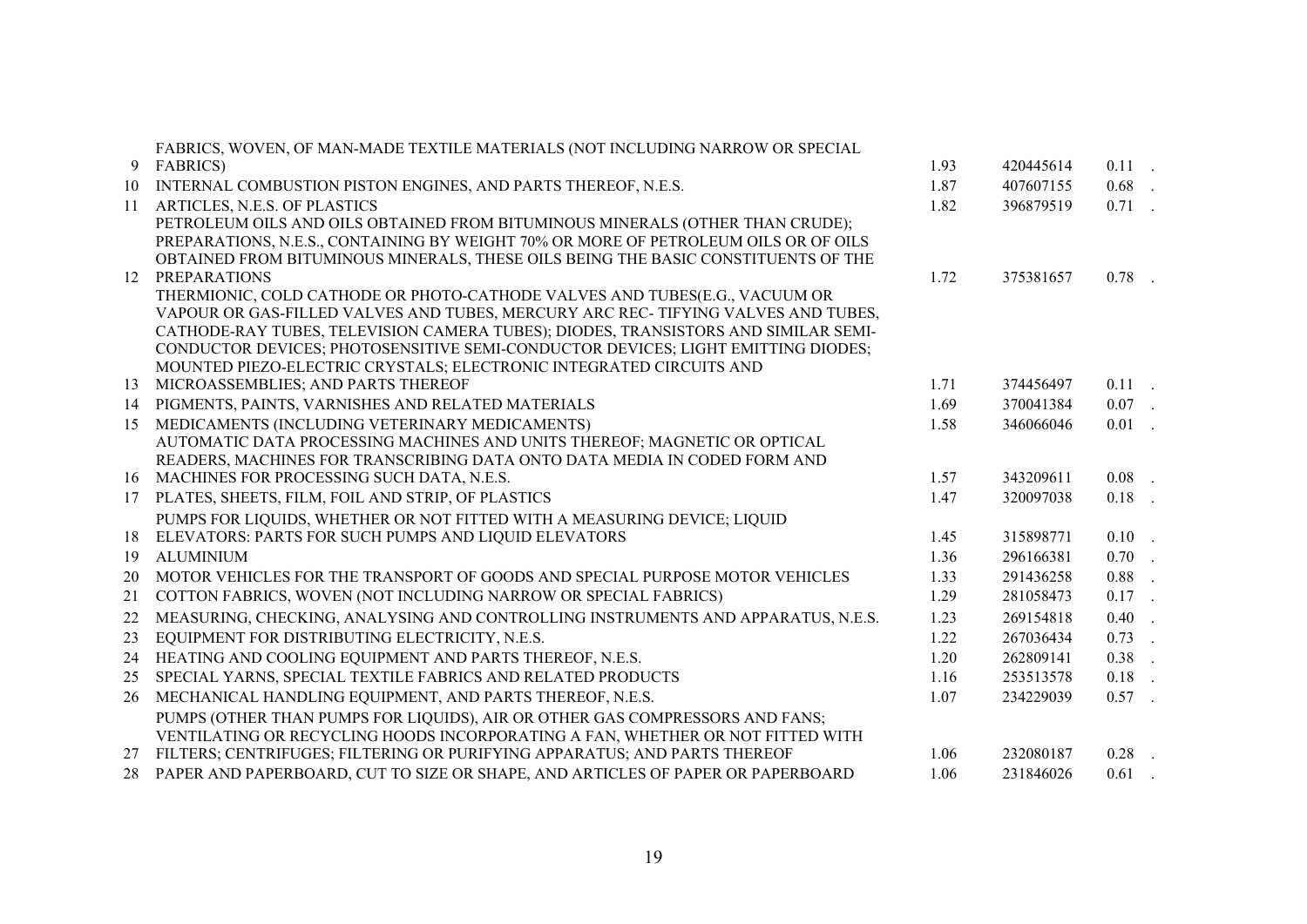| | | | | | |
|---|---|---|---|---|---|
| 9 | FABRICS, WOVEN, OF MAN-MADE TEXTILE MATERIALS (NOT INCLUDING NARROW OR SPECIAL FABRICS) | 1.93 | 420445614 | 0.11 | . |
| 10 | INTERNAL COMBUSTION PISTON ENGINES, AND PARTS THEREOF, N.E.S. | 1.87 | 407607155 | 0.68 | . |
| 11 | ARTICLES, N.E.S. OF PLASTICS | 1.82 | 396879519 | 0.71 | . |
| 12 | PETROLEUM OILS AND OILS OBTAINED FROM BITUMINOUS MINERALS (OTHER THAN CRUDE); PREPARATIONS, N.E.S., CONTAINING BY WEIGHT 70% OR MORE OF PETROLEUM OILS OR OF OILS OBTAINED FROM BITUMINOUS MINERALS, THESE OILS BEING THE BASIC CONSTITUENTS OF THE PREPARATIONS | 1.72 | 375381657 | 0.78 | . |
| 13 | THERMIONIC, COLD CATHODE OR PHOTO-CATHODE VALVES AND TUBES(E.G., VACUUM OR VAPOUR OR GAS-FILLED VALVES AND TUBES, MERCURY ARC REC- TIFYING VALVES AND TUBES, CATHODE-RAY TUBES, TELEVISION CAMERA TUBES); DIODES, TRANSISTORS AND SIMILAR SEMI-CONDUCTOR DEVICES; PHOTOSENSITIVE SEMI-CONDUCTOR DEVICES; LIGHT EMITTING DIODES; MOUNTED PIEZO-ELECTRIC CRYSTALS; ELECTRONIC INTEGRATED CIRCUITS AND MICROASSEMBLIES; AND PARTS THEREOF | 1.71 | 374456497 | 0.11 | . |
| 14 | PIGMENTS, PAINTS, VARNISHES AND RELATED MATERIALS | 1.69 | 370041384 | 0.07 | . |
| 15 | MEDICAMENTS (INCLUDING VETERINARY MEDICAMENTS) | 1.58 | 346066046 | 0.01 | . |
| 16 | AUTOMATIC DATA PROCESSING MACHINES AND UNITS THEREOF; MAGNETIC OR OPTICAL READERS, MACHINES FOR TRANSCRIBING DATA ONTO DATA MEDIA IN CODED FORM AND MACHINES FOR PROCESSING SUCH DATA, N.E.S. | 1.57 | 343209611 | 0.08 | . |
| 17 | PLATES, SHEETS, FILM, FOIL AND STRIP, OF PLASTICS | 1.47 | 320097038 | 0.18 | . |
| 18 | PUMPS FOR LIQUIDS, WHETHER OR NOT FITTED WITH A MEASURING DEVICE; LIQUID ELEVATORS: PARTS FOR SUCH PUMPS AND LIQUID ELEVATORS | 1.45 | 315898771 | 0.10 | . |
| 19 | ALUMINIUM | 1.36 | 296166381 | 0.70 | . |
| 20 | MOTOR VEHICLES FOR THE TRANSPORT OF GOODS AND SPECIAL PURPOSE MOTOR VEHICLES | 1.33 | 291436258 | 0.88 | . |
| 21 | COTTON FABRICS, WOVEN (NOT INCLUDING NARROW OR SPECIAL FABRICS) | 1.29 | 281058473 | 0.17 | . |
| 22 | MEASURING, CHECKING, ANALYSING AND CONTROLLING INSTRUMENTS AND APPARATUS, N.E.S. | 1.23 | 269154818 | 0.40 | . |
| 23 | EQUIPMENT FOR DISTRIBUTING ELECTRICITY, N.E.S. | 1.22 | 267036434 | 0.73 | . |
| 24 | HEATING AND COOLING EQUIPMENT AND PARTS THEREOF, N.E.S. | 1.20 | 262809141 | 0.38 | . |
| 25 | SPECIAL YARNS, SPECIAL TEXTILE FABRICS AND RELATED PRODUCTS | 1.16 | 253513578 | 0.18 | . |
| 26 | MECHANICAL HANDLING EQUIPMENT, AND PARTS THEREOF, N.E.S. | 1.07 | 234229039 | 0.57 | . |
| 27 | PUMPS (OTHER THAN PUMPS FOR LIQUIDS), AIR OR OTHER GAS COMPRESSORS AND FANS; VENTILATING OR RECYCLING HOODS INCORPORATING A FAN, WHETHER OR NOT FITTED WITH FILTERS; CENTRIFUGES; FILTERING OR PURIFYING APPARATUS; AND PARTS THEREOF | 1.06 | 232080187 | 0.28 | . |
| 28 | PAPER AND PAPERBOARD, CUT TO SIZE OR SHAPE, AND ARTICLES OF PAPER OR PAPERBOARD | 1.06 | 231846026 | 0.61 | . |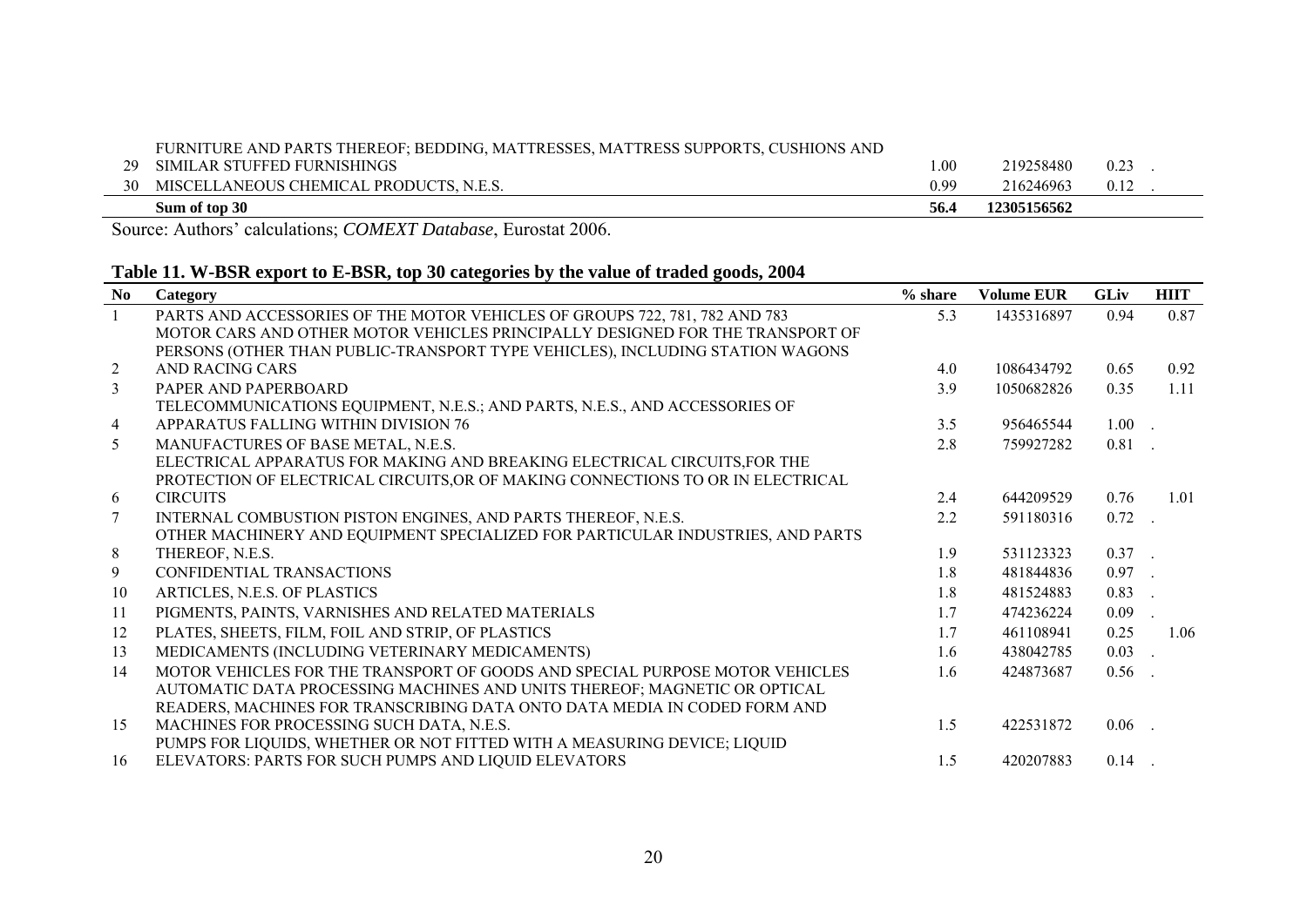| No | Category | % share | Volume EUR | GLiv | HIIT |
|---|---|---|---|---|---|
| 29 | FURNITURE AND PARTS THEREOF; BEDDING, MATTRESSES, MATTRESS SUPPORTS, CUSHIONS AND SIMILAR STUFFED FURNISHINGS | 1.00 | 219258480 | 0.23 | . |
| 30 | MISCELLANEOUS CHEMICAL PRODUCTS, N.E.S. | 0.99 | 216246963 | 0.12 | . |
| | **Sum of top 30** | **56.4** | **12305156562** | | |

Source: Authors' calculations; *COMEXT Database*, Eurostat 2006.

### Table 11. W-BSR export to E-BSR, top 30 categories by the value of traded goods, 2004

| No | Category | % share | Volume EUR | GLiv | HIIT |
|---|---|---|---|---|---|
| 1 | PARTS AND ACCESSORIES OF THE MOTOR VEHICLES OF GROUPS 722, 781, 782 AND 783 | 5.3 | 1435316897 | 0.94 | 0.87 |
| 2 | MOTOR CARS AND OTHER MOTOR VEHICLES PRINCIPALLY DESIGNED FOR THE TRANSPORT OF PERSONS (OTHER THAN PUBLIC-TRANSPORT TYPE VEHICLES), INCLUDING STATION WAGONS AND RACING CARS | 4.0 | 1086434792 | 0.65 | 0.92 |
| 3 | PAPER AND PAPERBOARD | 3.9 | 1050682826 | 0.35 | 1.11 |
| 4 | TELECOMMUNICATIONS EQUIPMENT, N.E.S.; AND PARTS, N.E.S., AND ACCESSORIES OF APPARATUS FALLING WITHIN DIVISION 76 | 3.5 | 956465544 | 1.00 | . |
| 5 | MANUFACTURES OF BASE METAL, N.E.S. | 2.8 | 759927282 | 0.81 | . |
| 6 | ELECTRICAL APPARATUS FOR MAKING AND BREAKING ELECTRICAL CIRCUITS,FOR THE PROTECTION OF ELECTRICAL CIRCUITS,OR OF MAKING CONNECTIONS TO OR IN ELECTRICAL CIRCUITS | 2.4 | 644209529 | 0.76 | 1.01 |
| 7 | INTERNAL COMBUSTION PISTON ENGINES, AND PARTS THEREOF, N.E.S. | 2.2 | 591180316 | 0.72 | . |
| 8 | OTHER MACHINERY AND EQUIPMENT SPECIALIZED FOR PARTICULAR INDUSTRIES, AND PARTS THEREOF, N.E.S. | 1.9 | 531123323 | 0.37 | . |
| 9 | CONFIDENTIAL TRANSACTIONS | 1.8 | 481844836 | 0.97 | . |
| 10 | ARTICLES, N.E.S. OF PLASTICS | 1.8 | 481524883 | 0.83 | . |
| 11 | PIGMENTS, PAINTS, VARNISHES AND RELATED MATERIALS | 1.7 | 474236224 | 0.09 | . |
| 12 | PLATES, SHEETS, FILM, FOIL AND STRIP, OF PLASTICS | 1.7 | 461108941 | 0.25 | 1.06 |
| 13 | MEDICAMENTS (INCLUDING VETERINARY MEDICAMENTS) | 1.6 | 438042785 | 0.03 | . |
| 14 | MOTOR VEHICLES FOR THE TRANSPORT OF GOODS AND SPECIAL PURPOSE MOTOR VEHICLES | 1.6 | 424873687 | 0.56 | . |
| 15 | AUTOMATIC DATA PROCESSING MACHINES AND UNITS THEREOF; MAGNETIC OR OPTICAL READERS, MACHINES FOR TRANSCRIBING DATA ONTO DATA MEDIA IN CODED FORM AND MACHINES FOR PROCESSING SUCH DATA, N.E.S. | 1.5 | 422531872 | 0.06 | . |
| 16 | PUMPS FOR LIQUIDS, WHETHER OR NOT FITTED WITH A MEASURING DEVICE; LIQUID ELEVATORS: PARTS FOR SUCH PUMPS AND LIQUID ELEVATORS | 1.5 | 420207883 | 0.14 | . |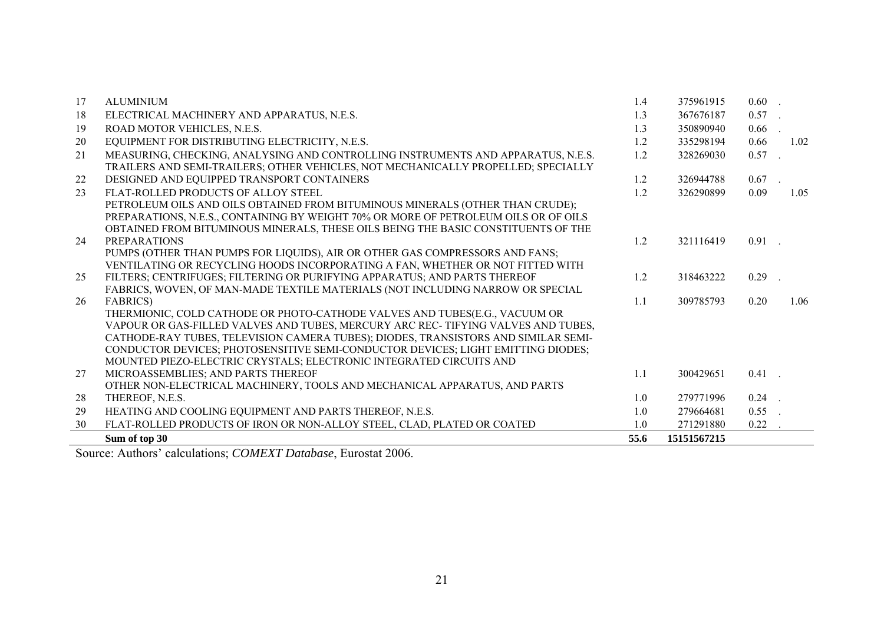| | | | | | |
|---|---|---|---|---|---|
| 17 | ALUMINIUM | 1.4 | 375961915 | 0.60 | . |
| 18 | ELECTRICAL MACHINERY AND APPARATUS, N.E.S. | 1.3 | 367676187 | 0.57 | . |
| 19 | ROAD MOTOR VEHICLES, N.E.S. | 1.3 | 350890940 | 0.66 | . |
| 20 | EQUIPMENT FOR DISTRIBUTING ELECTRICITY, N.E.S. | 1.2 | 335298194 | 0.66 | 1.02 |
| 21 | MEASURING, CHECKING, ANALYSING AND CONTROLLING INSTRUMENTS AND APPARATUS, N.E.S. | 1.2 | 328269030 | 0.57 | . |
| 22 | TRAILERS AND SEMI-TRAILERS; OTHER VEHICLES, NOT MECHANICALLY PROPELLED; SPECIALLY DESIGNED AND EQUIPPED TRANSPORT CONTAINERS | 1.2 | 326944788 | 0.67 | . |
| 23 | FLAT-ROLLED PRODUCTS OF ALLOY STEEL | 1.2 | 326290899 | 0.09 | 1.05 |
| 24 | PETROLEUM OILS AND OILS OBTAINED FROM BITUMINOUS MINERALS (OTHER THAN CRUDE); PREPARATIONS, N.E.S., CONTAINING BY WEIGHT 70% OR MORE OF PETROLEUM OILS OR OF OILS OBTAINED FROM BITUMINOUS MINERALS, THESE OILS BEING THE BASIC CONSTITUENTS OF THE PREPARATIONS | 1.2 | 321116419 | 0.91 | . |
| 25 | PUMPS (OTHER THAN PUMPS FOR LIQUIDS), AIR OR OTHER GAS COMPRESSORS AND FANS; VENTILATING OR RECYCLING HOODS INCORPORATING A FAN, WHETHER OR NOT FITTED WITH FILTERS; CENTRIFUGES; FILTERING OR PURIFYING APPARATUS; AND PARTS THEREOF | 1.2 | 318463222 | 0.29 | . |
| 26 | FABRICS, WOVEN, OF MAN-MADE TEXTILE MATERIALS (NOT INCLUDING NARROW OR SPECIAL FABRICS) | 1.1 | 309785793 | 0.20 | 1.06 |
| 27 | THERMIONIC, COLD CATHODE OR PHOTO-CATHODE VALVES AND TUBES(E.G., VACUUM OR VAPOUR OR GAS-FILLED VALVES AND TUBES, MERCURY ARC REC- TIFYING VALVES AND TUBES, CATHODE-RAY TUBES, TELEVISION CAMERA TUBES); DIODES, TRANSISTORS AND SIMILAR SEMI-CONDUCTOR DEVICES; PHOTOSENSITIVE SEMI-CONDUCTOR DEVICES; LIGHT EMITTING DIODES; MOUNTED PIEZO-ELECTRIC CRYSTALS; ELECTRONIC INTEGRATED CIRCUITS AND MICROASSEMBLIES; AND PARTS THEREOF | 1.1 | 300429651 | 0.41 | . |
| 28 | OTHER NON-ELECTRICAL MACHINERY, TOOLS AND MECHANICAL APPARATUS, AND PARTS THEREOF, N.E.S. | 1.0 | 279771996 | 0.24 | . |
| 29 | HEATING AND COOLING EQUIPMENT AND PARTS THEREOF, N.E.S. | 1.0 | 279664681 | 0.55 | . |
| 30 | FLAT-ROLLED PRODUCTS OF IRON OR NON-ALLOY STEEL, CLAD, PLATED OR COATED | 1.0 | 271291880 | 0.22 | . |
| | **Sum of top 30** | **55.6** | **15151567215** | | |

Source: Authors' calculations; *COMEXT Database*, Eurostat 2006.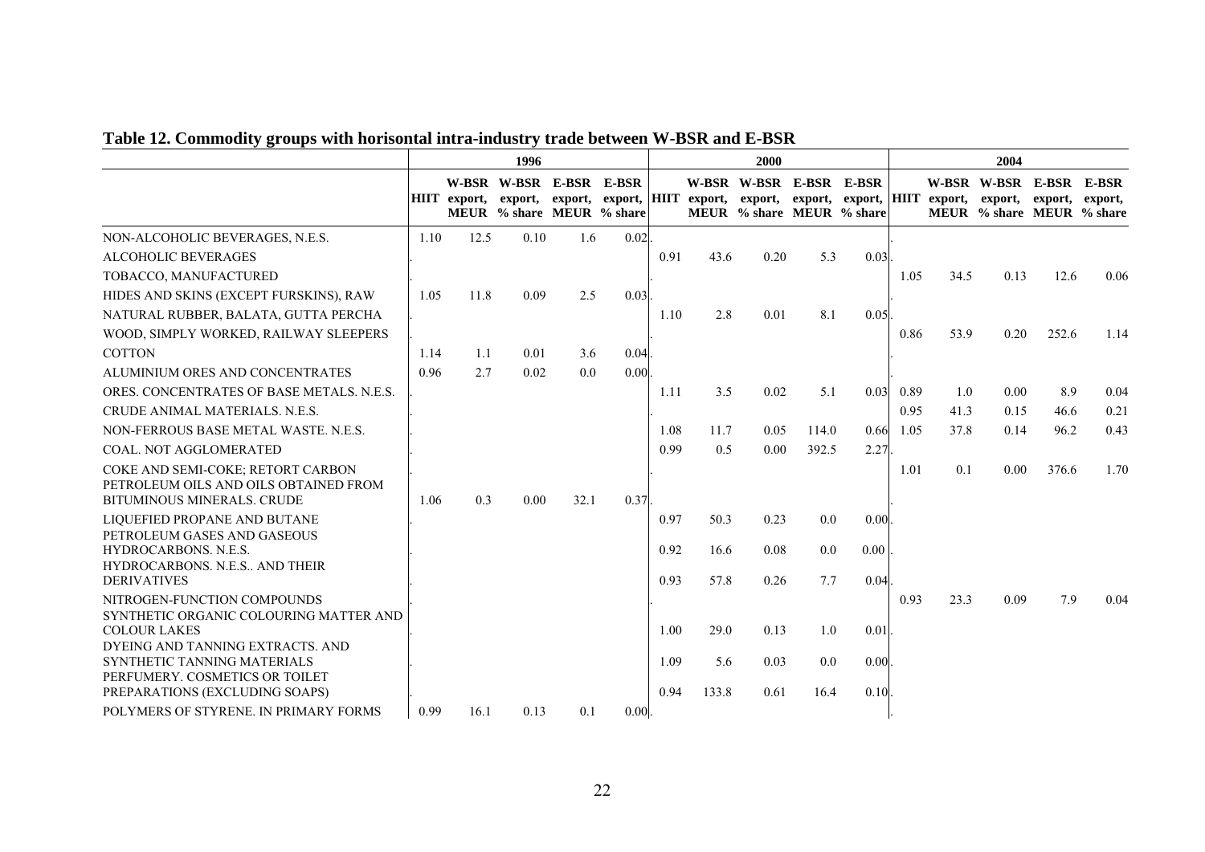## Table 12. Commodity groups with horisontal intra-industry trade between W-BSR and E-BSR

| | 1996 | | | | | 2000 | | | | | 2004 | | | | |
|---|---|---|---|---|---|---|---|---|---|---|---|---|---|---|---|
| | HIIT | W-BSR export, MEUR | W-BSR export, % share | E-BSR export, MEUR | E-BSR export, % share | HIIT | W-BSR export, MEUR | W-BSR export, % share | E-BSR export, MEUR | E-BSR export, % share | HIIT | W-BSR export, MEUR | W-BSR export, % share | E-BSR export, MEUR | E-BSR export, % share |
| NON-ALCOHOLIC BEVERAGES, N.E.S. | 1.10 | 12.5 | 0.10 | 1.6 | 0.02 | . | | | | | . | | | | |
| ALCOHOLIC BEVERAGES | . | | | | | 0.91 | 43.6 | 0.20 | 5.3 | 0.03 | . | | | | |
| TOBACCO, MANUFACTURED | . | | | | | . | | | | | 1.05 | 34.5 | 0.13 | 12.6 | 0.06 |
| HIDES AND SKINS (EXCEPT FURSKINS), RAW | 1.05 | 11.8 | 0.09 | 2.5 | 0.03 | . | | | | | . | | | | |
| NATURAL RUBBER, BALATA, GUTTA PERCHA | . | | | | | 1.10 | 2.8 | 0.01 | 8.1 | 0.05 | . | | | | |
| WOOD, SIMPLY WORKED, RAILWAY SLEEPERS | . | | | | | . | | | | | 0.86 | 53.9 | 0.20 | 252.6 | 1.14 |
| COTTON | 1.14 | 1.1 | 0.01 | 3.6 | 0.04 | . | | | | | . | | | | |
| ALUMINIUM ORES AND CONCENTRATES | 0.96 | 2.7 | 0.02 | 0.0 | 0.00 | . | | | | | . | | | | |
| ORES. CONCENTRATES OF BASE METALS. N.E.S. | . | | | | | 1.11 | 3.5 | 0.02 | 5.1 | 0.03 | 0.89 | 1.0 | 0.00 | 8.9 | 0.04 |
| CRUDE ANIMAL MATERIALS. N.E.S. | . | | | | | . | | | | | 0.95 | 41.3 | 0.15 | 46.6 | 0.21 |
| NON-FERROUS BASE METAL WASTE. N.E.S. | . | | | | | 1.08 | 11.7 | 0.05 | 114.0 | 0.66 | 1.05 | 37.8 | 0.14 | 96.2 | 0.43 |
| COAL. NOT AGGLOMERATED | . | | | | | 0.99 | 0.5 | 0.00 | 392.5 | 2.27 | . | | | | |
| COKE AND SEMI-COKE; RETORT CARBON | . | | | | | . | | | | | 1.01 | 0.1 | 0.00 | 376.6 | 1.70 |
| PETROLEUM OILS AND OILS OBTAINED FROM BITUMINOUS MINERALS. CRUDE | 1.06 | 0.3 | 0.00 | 32.1 | 0.37 | . | | | | | . | | | | |
| LIQUEFIED PROPANE AND BUTANE | . | | | | | 0.97 | 50.3 | 0.23 | 0.0 | 0.00 | . | | | | |
| PETROLEUM GASES AND GASEOUS HYDROCARBONS. N.E.S. | . | | | | | 0.92 | 16.6 | 0.08 | 0.0 | 0.00 | . | | | | |
| HYDROCARBONS. N.E.S.. AND THEIR DERIVATIVES | . | | | | | 0.93 | 57.8 | 0.26 | 7.7 | 0.04 | . | | | | |
| NITROGEN-FUNCTION COMPOUNDS | . | | | | | . | | | | | 0.93 | 23.3 | 0.09 | 7.9 | 0.04 |
| SYNTHETIC ORGANIC COLOURING MATTER AND COLOUR LAKES | . | | | | | 1.00 | 29.0 | 0.13 | 1.0 | 0.01 | . | | | | |
| DYEING AND TANNING EXTRACTS. AND SYNTHETIC TANNING MATERIALS | . | | | | | 1.09 | 5.6 | 0.03 | 0.0 | 0.00 | . | | | | |
| PERFUMERY. COSMETICS OR TOILET PREPARATIONS (EXCLUDING SOAPS) | . | | | | | 0.94 | 133.8 | 0.61 | 16.4 | 0.10 | . | | | | |
| POLYMERS OF STYRENE. IN PRIMARY FORMS | 0.99 | 16.1 | 0.13 | 0.1 | 0.00 | . | | | | | . | | | | |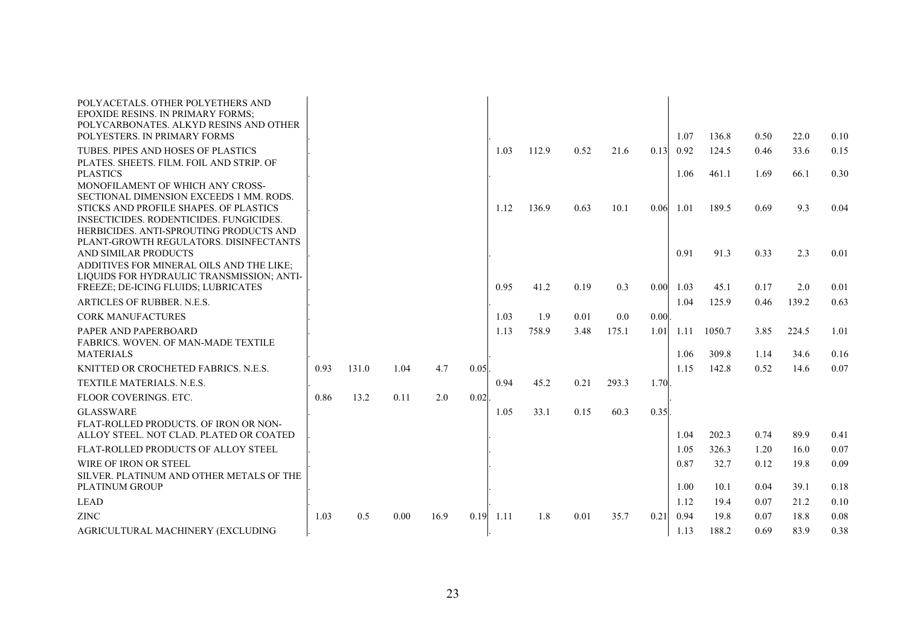| | | | | | | | | | | | | | | | |
|---|---|---|---|---|---|---|---|---|---|---|---|---|---|---|---|
| POLYACETALS. OTHER POLYETHERS AND EPOXIDE RESINS. IN PRIMARY FORMS; POLYCARBONATES. ALKYD RESINS AND OTHER POLYESTERS. IN PRIMARY FORMS | . | | | | | . | | | | | 1.07 | 136.8 | 0.50 | 22.0 | 0.10 |
| TUBES. PIPES AND HOSES OF PLASTICS | . | | | | | 1.03 | 112.9 | 0.52 | 21.6 | 0.13 | 0.92 | 124.5 | 0.46 | 33.6 | 0.15 |
| PLATES. SHEETS. FILM. FOIL AND STRIP. OF PLASTICS | . | | | | | . | | | | | 1.06 | 461.1 | 1.69 | 66.1 | 0.30 |
| MONOFILAMENT OF WHICH ANY CROSS-SECTIONAL DIMENSION EXCEEDS 1 MM. RODS. STICKS AND PROFILE SHAPES. OF PLASTICS | . | | | | | 1.12 | 136.9 | 0.63 | 10.1 | 0.06 | 1.01 | 189.5 | 0.69 | 9.3 | 0.04 |
| INSECTICIDES. RODENTICIDES. FUNGICIDES. HERBICIDES. ANTI-SPROUTING PRODUCTS AND PLANT-GROWTH REGULATORS. DISINFECTANTS AND SIMILAR PRODUCTS | . | | | | | . | | | | | 0.91 | 91.3 | 0.33 | 2.3 | 0.01 |
| ADDITIVES FOR MINERAL OILS AND THE LIKE; LIQUIDS FOR HYDRAULIC TRANSMISSION; ANTI-FREEZE; DE-ICING FLUIDS; LUBRICATES | . | | | | | 0.95 | 41.2 | 0.19 | 0.3 | 0.00 | 1.03 | 45.1 | 0.17 | 2.0 | 0.01 |
| ARTICLES OF RUBBER. N.E.S. | . | | | | | . | | | | | 1.04 | 125.9 | 0.46 | 139.2 | 0.63 |
| CORK MANUFACTURES | . | | | | | 1.03 | 1.9 | 0.01 | 0.0 | 0.00 | . | | | | |
| PAPER AND PAPERBOARD | . | | | | | 1.13 | 758.9 | 3.48 | 175.1 | 1.01 | 1.11 | 1050.7 | 3.85 | 224.5 | 1.01 |
| FABRICS. WOVEN. OF MAN-MADE TEXTILE MATERIALS | . | | | | | . | | | | | 1.06 | 309.8 | 1.14 | 34.6 | 0.16 |
| KNITTED OR CROCHETED FABRICS. N.E.S. | 0.93 | 131.0 | 1.04 | 4.7 | 0.05 | . | | | | | 1.15 | 142.8 | 0.52 | 14.6 | 0.07 |
| TEXTILE MATERIALS. N.E.S. | . | | | | | 0.94 | 45.2 | 0.21 | 293.3 | 1.70 | . | | | | |
| FLOOR COVERINGS. ETC. | 0.86 | 13.2 | 0.11 | 2.0 | 0.02 | . | | | | | . | | | | |
| GLASSWARE | . | | | | | 1.05 | 33.1 | 0.15 | 60.3 | 0.35 | . | | | | |
| FLAT-ROLLED PRODUCTS. OF IRON OR NON-ALLOY STEEL. NOT CLAD. PLATED OR COATED | . | | | | | . | | | | | 1.04 | 202.3 | 0.74 | 89.9 | 0.41 |
| FLAT-ROLLED PRODUCTS OF ALLOY STEEL | . | | | | | . | | | | | 1.05 | 326.3 | 1.20 | 16.0 | 0.07 |
| WIRE OF IRON OR STEEL | . | | | | | . | | | | | 0.87 | 32.7 | 0.12 | 19.8 | 0.09 |
| SILVER. PLATINUM AND OTHER METALS OF THE PLATINUM GROUP | . | | | | | . | | | | | 1.00 | 10.1 | 0.04 | 39.1 | 0.18 |
| LEAD | . | | | | | . | | | | | 1.12 | 19.4 | 0.07 | 21.2 | 0.10 |
| ZINC | 1.03 | 0.5 | 0.00 | 16.9 | 0.19 | 1.11 | 1.8 | 0.01 | 35.7 | 0.21 | 0.94 | 19.8 | 0.07 | 18.8 | 0.08 |
| AGRICULTURAL MACHINERY (EXCLUDING | . | | | | | . | | | | | 1.13 | 188.2 | 0.69 | 83.9 | 0.38 |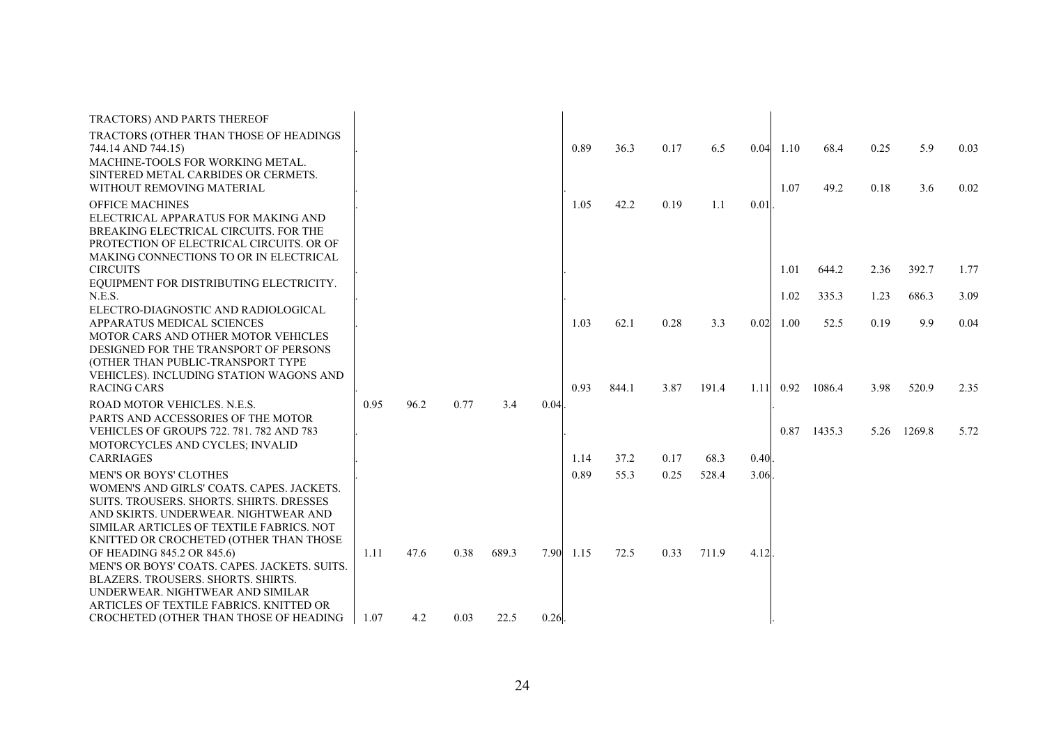| | | | | | | | | | | | | | | | |
|---|---|---|---|---|---|---|---|---|---|---|---|---|---|---|---|
| TRACTORS) AND PARTS THEREOF | | | | | | | | | | | | | | | |
| TRACTORS (OTHER THAN THOSE OF HEADINGS 744.14 AND 744.15) | . | | | | | 0.89 | 36.3 | 0.17 | 6.5 | 0.04 | 1.10 | 68.4 | 0.25 | 5.9 | 0.03 |
| MACHINE-TOOLS FOR WORKING METAL. SINTERED METAL CARBIDES OR CERMETS. WITHOUT REMOVING MATERIAL | . | | | | | . | | | | | 1.07 | 49.2 | 0.18 | 3.6 | 0.02 |
| OFFICE MACHINES | . | | | | | 1.05 | 42.2 | 0.19 | 1.1 | 0.01 | . | | | | |
| ELECTRICAL APPARATUS FOR MAKING AND BREAKING ELECTRICAL CIRCUITS. FOR THE PROTECTION OF ELECTRICAL CIRCUITS. OR OF MAKING CONNECTIONS TO OR IN ELECTRICAL CIRCUITS | . | | | | | . | | | | | 1.01 | 644.2 | 2.36 | 392.7 | 1.77 |
| EQUIPMENT FOR DISTRIBUTING ELECTRICITY. N.E.S. | . | | | | | . | | | | | 1.02 | 335.3 | 1.23 | 686.3 | 3.09 |
| ELECTRO-DIAGNOSTIC AND RADIOLOGICAL APPARATUS MEDICAL SCIENCES | . | | | | | 1.03 | 62.1 | 0.28 | 3.3 | 0.02 | 1.00 | 52.5 | 0.19 | 9.9 | 0.04 |
| MOTOR CARS AND OTHER MOTOR VEHICLES DESIGNED FOR THE TRANSPORT OF PERSONS (OTHER THAN PUBLIC-TRANSPORT TYPE VEHICLES). INCLUDING STATION WAGONS AND RACING CARS | . | | | | | 0.93 | 844.1 | 3.87 | 191.4 | 1.11 | 0.92 | 1086.4 | 3.98 | 520.9 | 2.35 |
| ROAD MOTOR VEHICLES. N.E.S. | 0.95 | 96.2 | 0.77 | 3.4 | 0.04 | . | | | | | . | | | | |
| PARTS AND ACCESSORIES OF THE MOTOR VEHICLES OF GROUPS 722. 781. 782 AND 783 | . | | | | | . | | | | | 0.87 | 1435.3 | 5.26 | 1269.8 | 5.72 |
| MOTORCYCLES AND CYCLES; INVALID CARRIAGES | . | | | | | 1.14 | 37.2 | 0.17 | 68.3 | 0.40 | . | | | | |
| MEN'S OR BOYS' CLOTHES | . | | | | | 0.89 | 55.3 | 0.25 | 528.4 | 3.06 | . | | | | |
| WOMEN'S AND GIRLS' COATS. CAPES. JACKETS. SUITS. TROUSERS. SHORTS. SHIRTS. DRESSES AND SKIRTS. UNDERWEAR. NIGHTWEAR AND SIMILAR ARTICLES OF TEXTILE FABRICS. NOT KNITTED OR CROCHETED (OTHER THAN THOSE OF HEADING 845.2 OR 845.6) | 1.11 | 47.6 | 0.38 | 689.3 | 7.90 | 1.15 | 72.5 | 0.33 | 711.9 | 4.12 | . | | | | |
| MEN'S OR BOYS' COATS. CAPES. JACKETS. SUITS. BLAZERS. TROUSERS. SHORTS. SHIRTS. UNDERWEAR. NIGHTWEAR AND SIMILAR ARTICLES OF TEXTILE FABRICS. KNITTED OR CROCHETED (OTHER THAN THOSE OF HEADING | 1.07 | 4.2 | 0.03 | 22.5 | 0.26 | . | | | | | . | | | | |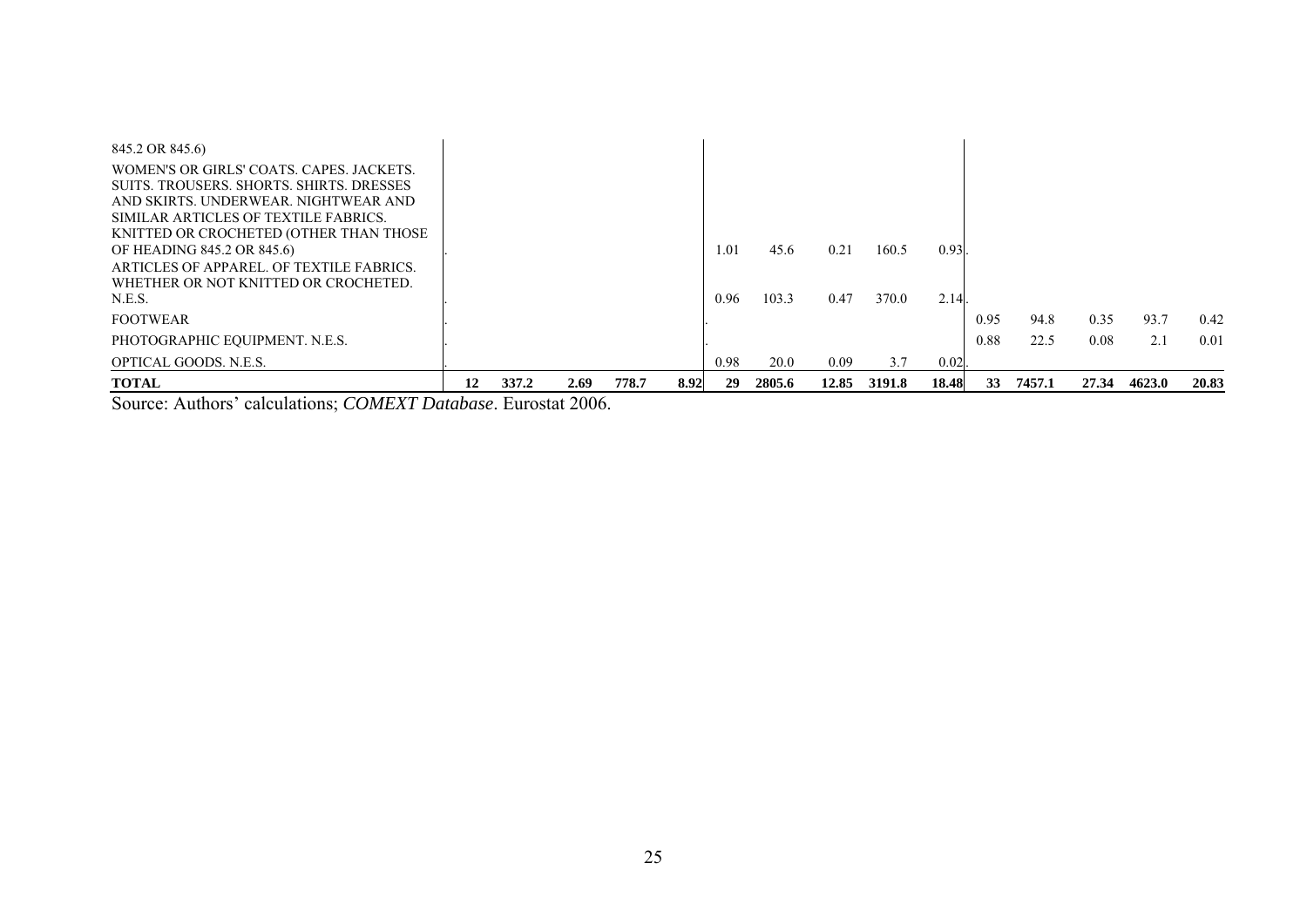| | | | | | | | | | | | | | | | |
|---|---|---|---|---|---|---|---|---|---|---|---|---|---|---|---|
| 845.2 OR 845.6) | | | | | | | | | | | | | | | |
| WOMEN'S OR GIRLS' COATS. CAPES. JACKETS. SUITS. TROUSERS. SHORTS. SHIRTS. DRESSES AND SKIRTS. UNDERWEAR. NIGHTWEAR AND SIMILAR ARTICLES OF TEXTILE FABRICS. KNITTED OR CROCHETED (OTHER THAN THOSE OF HEADING 845.2 OR 845.6) | . | | | | | 1.01 | 45.6 | 0.21 | 160.5 | 0.93 | . | | | | |
| ARTICLES OF APPAREL. OF TEXTILE FABRICS. WHETHER OR NOT KNITTED OR CROCHETED. N.E.S. | . | | | | | 0.96 | 103.3 | 0.47 | 370.0 | 2.14 | . | | | | |
| FOOTWEAR | . | | | | | . | | | | | 0.95 | 94.8 | 0.35 | 93.7 | 0.42 |
| PHOTOGRAPHIC EQUIPMENT. N.E.S. | . | | | | | . | | | | | 0.88 | 22.5 | 0.08 | 2.1 | 0.01 |
| OPTICAL GOODS. N.E.S. | . | | | | | 0.98 | 20.0 | 0.09 | 3.7 | 0.02 | . | | | | |
| **TOTAL** | **12** | **337.2** | **2.69** | **778.7** | **8.92** | **29** | **2805.6** | **12.85** | **3191.8** | **18.48** | **33** | **7457.1** | **27.34** | **4623.0** | **20.83** |

Source: Authors' calculations; *COMEXT Database*. Eurostat 2006.